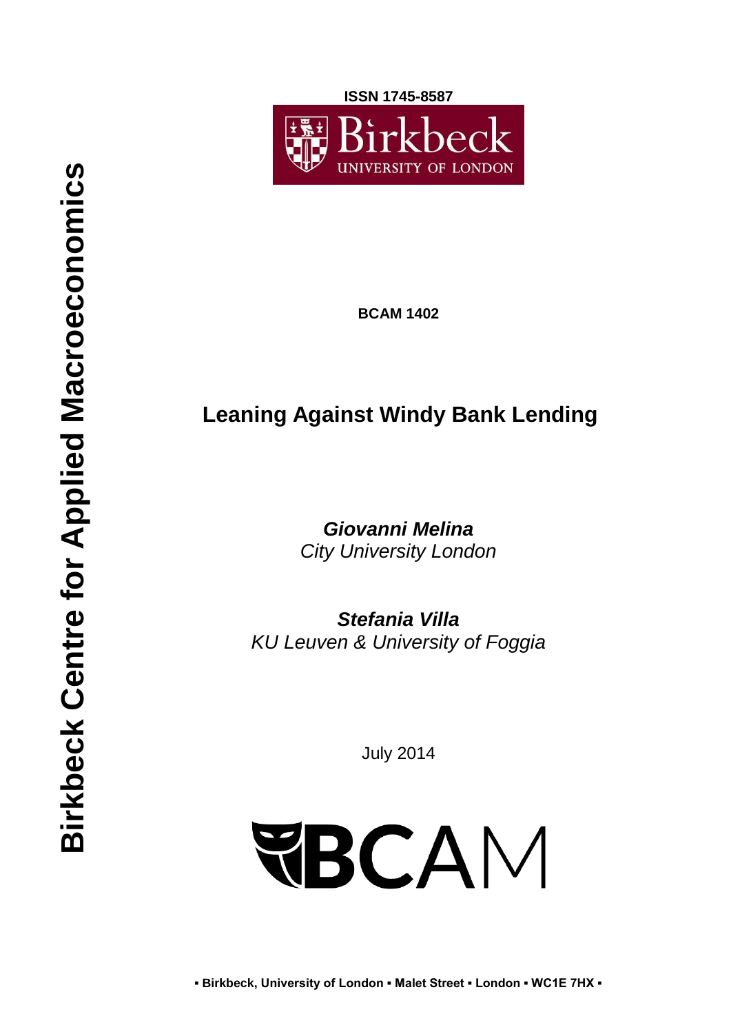ISSN 1745-8587

Birkbeck University of London

Birkbeck Centre for Applied Macroeconomics

BCAM 1402

# Leaning Against Windy Bank Lending

***Giovanni Melina***
*City University London*

***Stefania Villa***
*KU Leuven & University of Foggia*

July 2014

BCAM

▪ Birkbeck, University of London ▪ Malet Street ▪ London ▪ WC1E 7HX ▪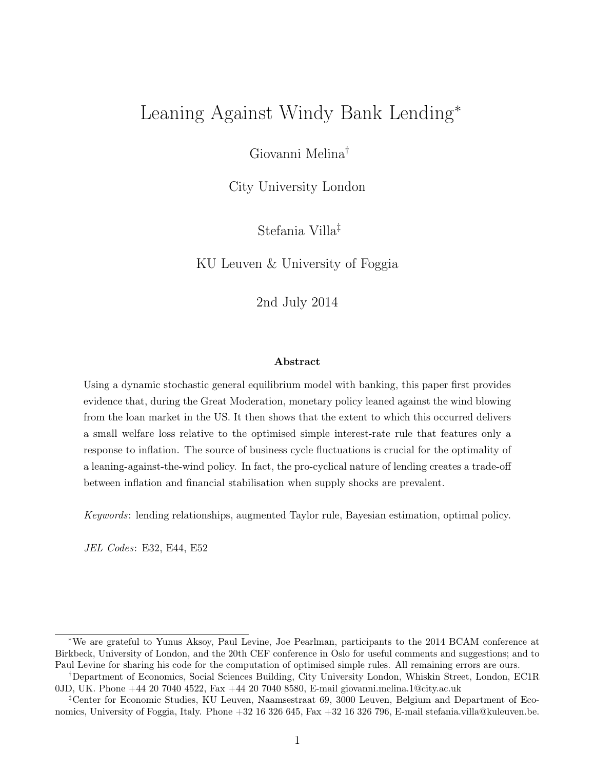# Leaning Against Windy Bank Lending*

Giovanni Melina†

City University London

Stefania Villa‡

KU Leuven & University of Foggia

2nd July 2014

### Abstract

Using a dynamic stochastic general equilibrium model with banking, this paper first provides evidence that, during the Great Moderation, monetary policy leaned against the wind blowing from the loan market in the US. It then shows that the extent to which this occurred delivers a small welfare loss relative to the optimised simple interest-rate rule that features only a response to inflation. The source of business cycle fluctuations is crucial for the optimality of a leaning-against-the-wind policy. In fact, the pro-cyclical nature of lending creates a trade-off between inflation and financial stabilisation when supply shocks are prevalent.

*Keywords*: lending relationships, augmented Taylor rule, Bayesian estimation, optimal policy.

*JEL Codes*: E32, E44, E52

---

*We are grateful to Yunus Aksoy, Paul Levine, Joe Pearlman, participants to the 2014 BCAM conference at Birkbeck, University of London, and the 20th CEF conference in Oslo for useful comments and suggestions; and to Paul Levine for sharing his code for the computation of optimised simple rules. All remaining errors are ours.

†Department of Economics, Social Sciences Building, City University London, Whiskin Street, London, EC1R 0JD, UK. Phone +44 20 7040 4522, Fax +44 20 7040 8580, E-mail giovanni.melina.1@city.ac.uk

‡Center for Economic Studies, KU Leuven, Naamsestraat 69, 3000 Leuven, Belgium and Department of Economics, University of Foggia, Italy. Phone +32 16 326 645, Fax +32 16 326 796, E-mail stefania.villa@kuleuven.be.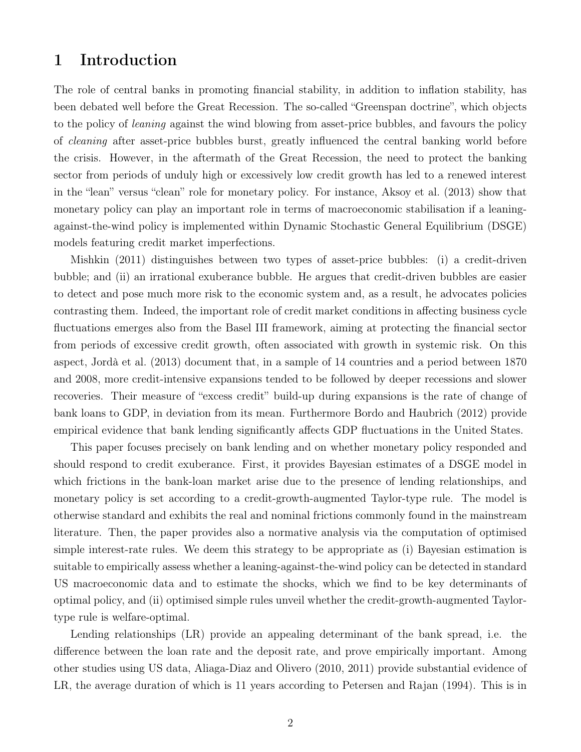# 1 Introduction

The role of central banks in promoting financial stability, in addition to inflation stability, has been debated well before the Great Recession. The so-called "Greenspan doctrine", which objects to the policy of *leaning* against the wind blowing from asset-price bubbles, and favours the policy of *cleaning* after asset-price bubbles burst, greatly influenced the central banking world before the crisis. However, in the aftermath of the Great Recession, the need to protect the banking sector from periods of unduly high or excessively low credit growth has led to a renewed interest in the "lean" versus "clean" role for monetary policy. For instance, Aksoy et al. (2013) show that monetary policy can play an important role in terms of macroeconomic stabilisation if a leaning-against-the-wind policy is implemented within Dynamic Stochastic General Equilibrium (DSGE) models featuring credit market imperfections.

Mishkin (2011) distinguishes between two types of asset-price bubbles: (i) a credit-driven bubble; and (ii) an irrational exuberance bubble. He argues that credit-driven bubbles are easier to detect and pose much more risk to the economic system and, as a result, he advocates policies contrasting them. Indeed, the important role of credit market conditions in affecting business cycle fluctuations emerges also from the Basel III framework, aiming at protecting the financial sector from periods of excessive credit growth, often associated with growth in systemic risk. On this aspect, Jordà et al. (2013) document that, in a sample of 14 countries and a period between 1870 and 2008, more credit-intensive expansions tended to be followed by deeper recessions and slower recoveries. Their measure of "excess credit" build-up during expansions is the rate of change of bank loans to GDP, in deviation from its mean. Furthermore Bordo and Haubrich (2012) provide empirical evidence that bank lending significantly affects GDP fluctuations in the United States.

This paper focuses precisely on bank lending and on whether monetary policy responded and should respond to credit exuberance. First, it provides Bayesian estimates of a DSGE model in which frictions in the bank-loan market arise due to the presence of lending relationships, and monetary policy is set according to a credit-growth-augmented Taylor-type rule. The model is otherwise standard and exhibits the real and nominal frictions commonly found in the mainstream literature. Then, the paper provides also a normative analysis via the computation of optimised simple interest-rate rules. We deem this strategy to be appropriate as (i) Bayesian estimation is suitable to empirically assess whether a leaning-against-the-wind policy can be detected in standard US macroeconomic data and to estimate the shocks, which we find to be key determinants of optimal policy, and (ii) optimised simple rules unveil whether the credit-growth-augmented Taylor-type rule is welfare-optimal.

Lending relationships (LR) provide an appealing determinant of the bank spread, i.e. the difference between the loan rate and the deposit rate, and prove empirically important. Among other studies using US data, Aliaga-Diaz and Olivero (2010, 2011) provide substantial evidence of LR, the average duration of which is 11 years according to Petersen and Rajan (1994). This is in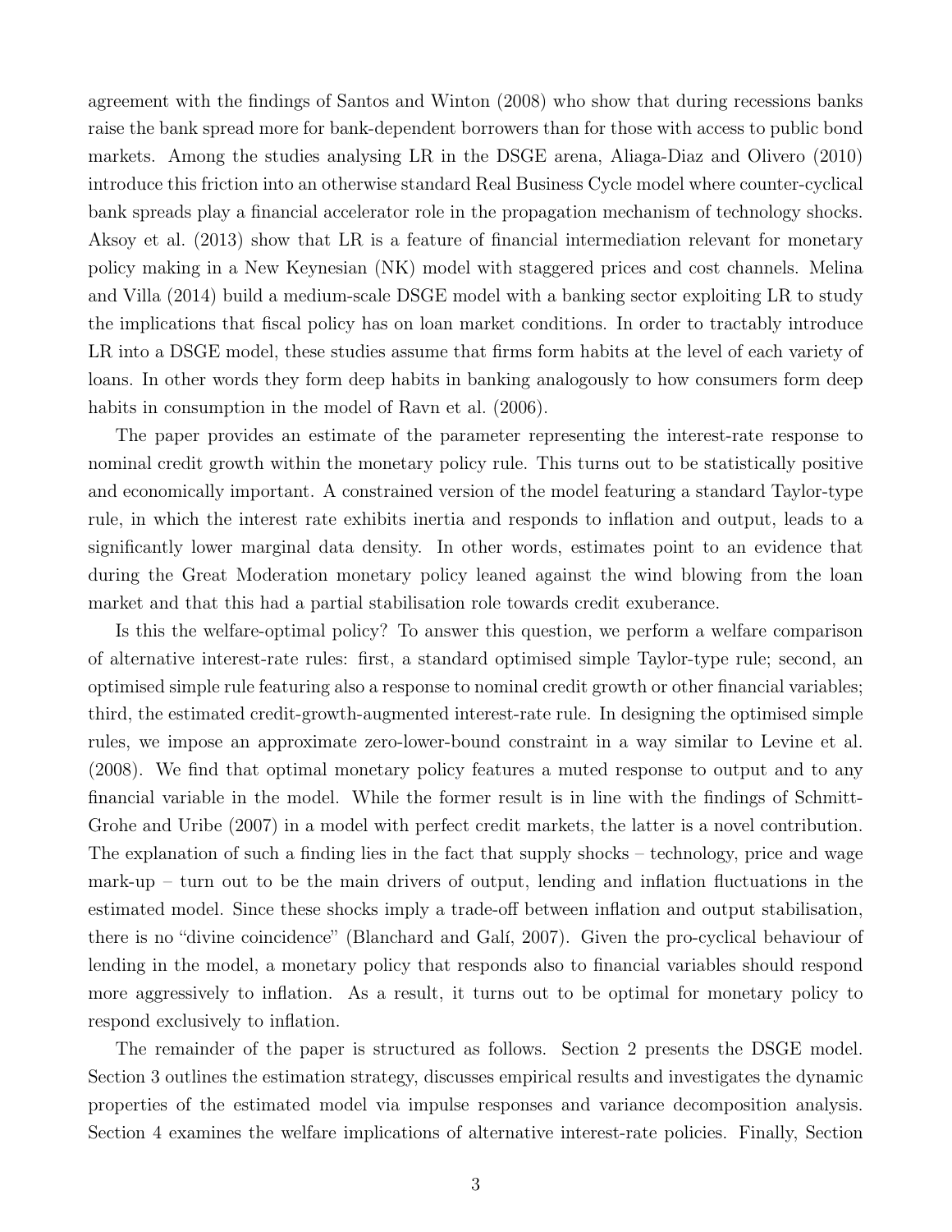agreement with the findings of Santos and Winton (2008) who show that during recessions banks raise the bank spread more for bank-dependent borrowers than for those with access to public bond markets. Among the studies analysing LR in the DSGE arena, Aliaga-Diaz and Olivero (2010) introduce this friction into an otherwise standard Real Business Cycle model where counter-cyclical bank spreads play a financial accelerator role in the propagation mechanism of technology shocks. Aksoy et al. (2013) show that LR is a feature of financial intermediation relevant for monetary policy making in a New Keynesian (NK) model with staggered prices and cost channels. Melina and Villa (2014) build a medium-scale DSGE model with a banking sector exploiting LR to study the implications that fiscal policy has on loan market conditions. In order to tractably introduce LR into a DSGE model, these studies assume that firms form habits at the level of each variety of loans. In other words they form deep habits in banking analogously to how consumers form deep habits in consumption in the model of Ravn et al. (2006).

The paper provides an estimate of the parameter representing the interest-rate response to nominal credit growth within the monetary policy rule. This turns out to be statistically positive and economically important. A constrained version of the model featuring a standard Taylor-type rule, in which the interest rate exhibits inertia and responds to inflation and output, leads to a significantly lower marginal data density. In other words, estimates point to an evidence that during the Great Moderation monetary policy leaned against the wind blowing from the loan market and that this had a partial stabilisation role towards credit exuberance.

Is this the welfare-optimal policy? To answer this question, we perform a welfare comparison of alternative interest-rate rules: first, a standard optimised simple Taylor-type rule; second, an optimised simple rule featuring also a response to nominal credit growth or other financial variables; third, the estimated credit-growth-augmented interest-rate rule. In designing the optimised simple rules, we impose an approximate zero-lower-bound constraint in a way similar to Levine et al. (2008). We find that optimal monetary policy features a muted response to output and to any financial variable in the model. While the former result is in line with the findings of Schmitt-Grohe and Uribe (2007) in a model with perfect credit markets, the latter is a novel contribution. The explanation of such a finding lies in the fact that supply shocks – technology, price and wage mark-up – turn out to be the main drivers of output, lending and inflation fluctuations in the estimated model. Since these shocks imply a trade-off between inflation and output stabilisation, there is no "divine coincidence" (Blanchard and Galí, 2007). Given the pro-cyclical behaviour of lending in the model, a monetary policy that responds also to financial variables should respond more aggressively to inflation. As a result, it turns out to be optimal for monetary policy to respond exclusively to inflation.

The remainder of the paper is structured as follows. Section 2 presents the DSGE model. Section 3 outlines the estimation strategy, discusses empirical results and investigates the dynamic properties of the estimated model via impulse responses and variance decomposition analysis. Section 4 examines the welfare implications of alternative interest-rate policies. Finally, Section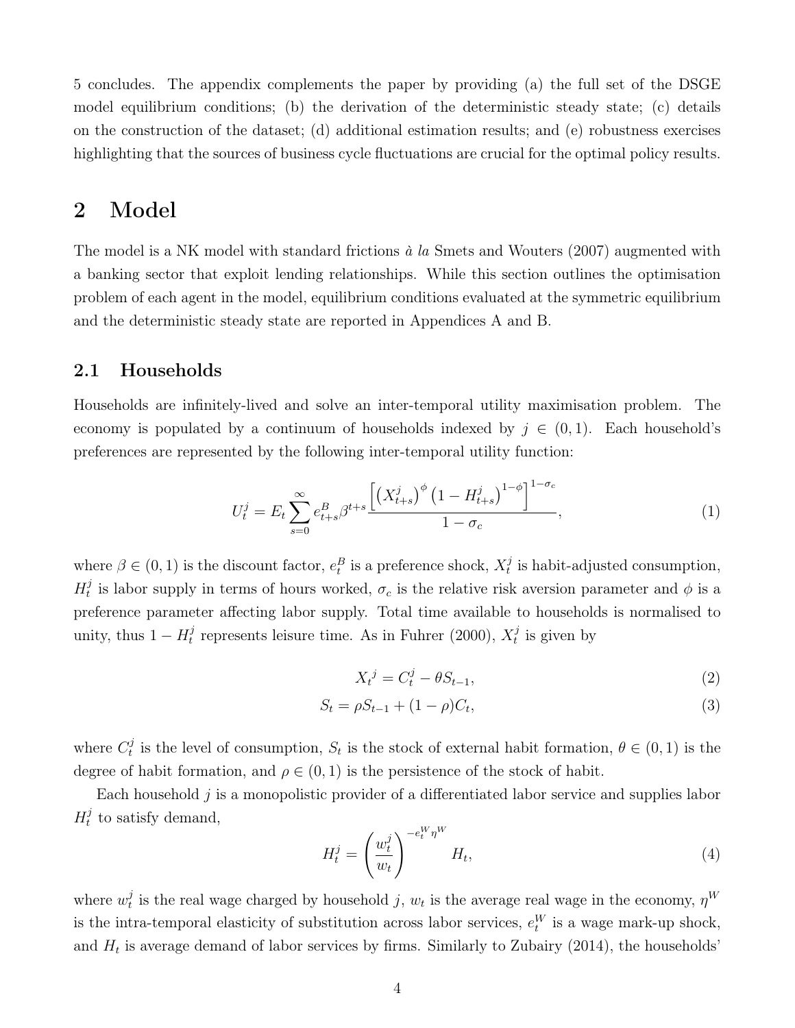5 concludes. The appendix complements the paper by providing (a) the full set of the DSGE model equilibrium conditions; (b) the derivation of the deterministic steady state; (c) details on the construction of the dataset; (d) additional estimation results; and (e) robustness exercises highlighting that the sources of business cycle fluctuations are crucial for the optimal policy results.

# 2 Model

The model is a NK model with standard frictions *à la* Smets and Wouters (2007) augmented with a banking sector that exploit lending relationships. While this section outlines the optimisation problem of each agent in the model, equilibrium conditions evaluated at the symmetric equilibrium and the deterministic steady state are reported in Appendices A and B.

## 2.1 Households

Households are infinitely-lived and solve an inter-temporal utility maximisation problem. The economy is populated by a continuum of households indexed by $j \in (0, 1)$. Each household's preferences are represented by the following inter-temporal utility function:

$$U_t^j = E_t \sum_{s=0}^{\infty} e_{t+s}^B \beta^{t+s} \frac{\left[ \left( X_{t+s}^j \right)^{\phi} \left( 1 - H_{t+s}^j \right)^{1-\phi} \right]^{1-\sigma_c}}{1 - \sigma_c}, \tag{1}$$

where $\beta \in (0, 1)$ is the discount factor, $e_t^B$ is a preference shock, $X_t^j$ is habit-adjusted consumption, $H_t^j$ is labor supply in terms of hours worked, $\sigma_c$ is the relative risk aversion parameter and $\phi$ is a preference parameter affecting labor supply. Total time available to households is normalised to unity, thus $1 - H_t^j$ represents leisure time. As in Fuhrer (2000), $X_t^j$ is given by

$$X_t{}^j = C_t^j - \theta S_{t-1}, \tag{2}$$

$$S_t = \rho S_{t-1} + (1 - \rho) C_t, \tag{3}$$

where $C_t^j$ is the level of consumption, $S_t$ is the stock of external habit formation, $\theta \in (0, 1)$ is the degree of habit formation, and $\rho \in (0, 1)$ is the persistence of the stock of habit.

Each household $j$ is a monopolistic provider of a differentiated labor service and supplies labor $H_t^j$ to satisfy demand,

$$H_t^j = \left( \frac{w_t^j}{w_t} \right)^{-e_t^W \eta^W} H_t, \tag{4}$$

where $w_t^j$ is the real wage charged by household $j$, $w_t$ is the average real wage in the economy, $\eta^W$ is the intra-temporal elasticity of substitution across labor services, $e_t^W$ is a wage mark-up shock, and $H_t$ is average demand of labor services by firms. Similarly to Zubairy (2014), the households'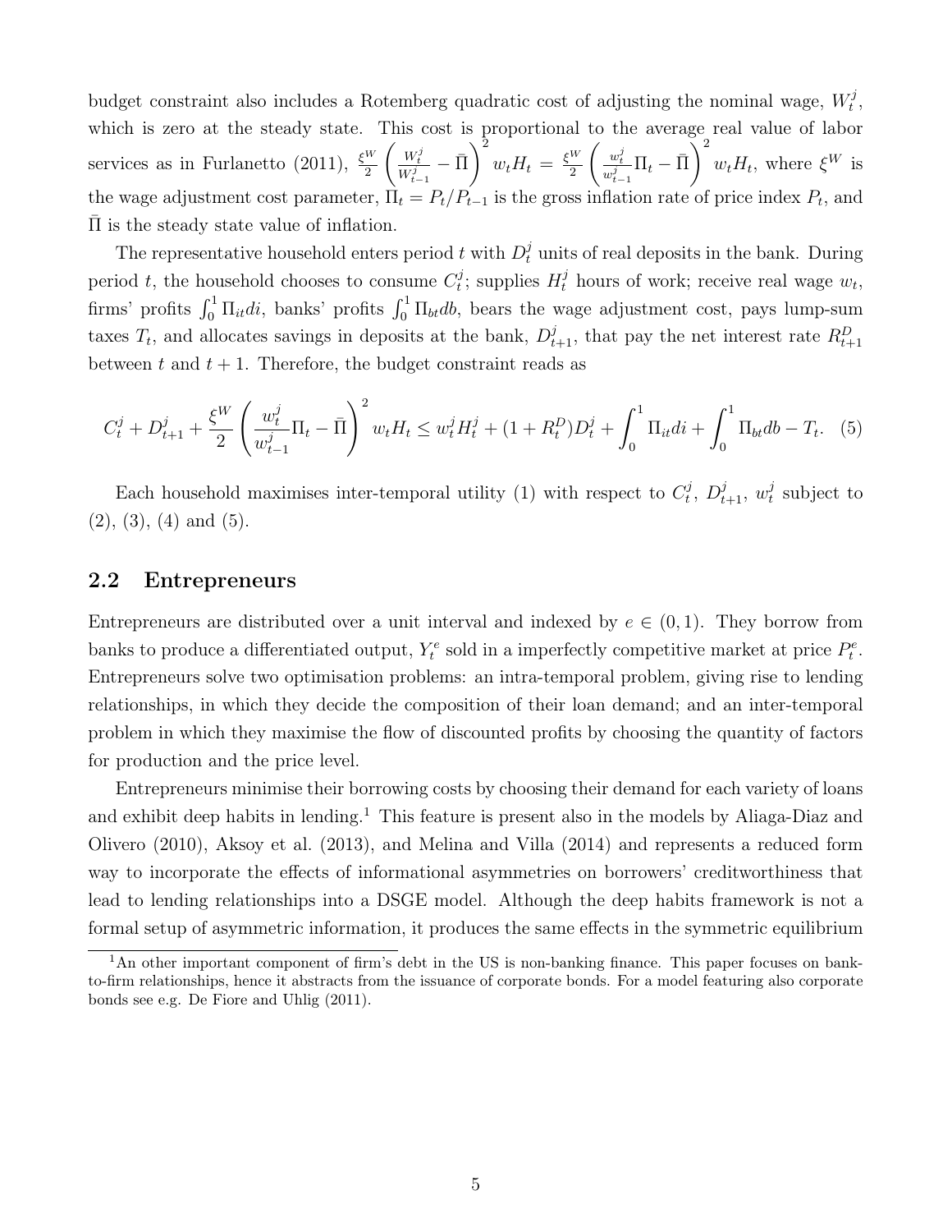budget constraint also includes a Rotemberg quadratic cost of adjusting the nominal wage, $W_t^j$, which is zero at the steady state. This cost is proportional to the average real value of labor services as in Furlanetto (2011), $\frac{\xi^W}{2}\left(\frac{W_t^j}{W_{t-1}^j}-\bar{\Pi}\right)^2 w_t H_t = \frac{\xi^W}{2}\left(\frac{w_t^j}{w_{t-1}^j}\Pi_t-\bar{\Pi}\right)^2 w_t H_t$, where $\xi^W$ is the wage adjustment cost parameter, $\Pi_t = P_t/P_{t-1}$ is the gross inflation rate of price index $P_t$, and $\bar{\Pi}$ is the steady state value of inflation.

The representative household enters period $t$ with $D_t^j$ units of real deposits in the bank. During period $t$, the household chooses to consume $C_t^j$; supplies $H_t^j$ hours of work; receive real wage $w_t$, firms' profits $\int_0^1 \Pi_{it} di$, banks' profits $\int_0^1 \Pi_{bt} db$, bears the wage adjustment cost, pays lump-sum taxes $T_t$, and allocates savings in deposits at the bank, $D_{t+1}^j$, that pay the net interest rate $R_{t+1}^D$ between $t$ and $t+1$. Therefore, the budget constraint reads as

$$C_t^j + D_{t+1}^j + \frac{\xi^W}{2}\left(\frac{w_t^j}{w_{t-1}^j}\Pi_t - \bar{\Pi}\right)^2 w_t H_t \leq w_t^j H_t^j + (1+R_t^D)D_t^j + \int_0^1 \Pi_{it} di + \int_0^1 \Pi_{bt} db - T_t. \quad (5)$$

Each household maximises inter-temporal utility (1) with respect to $C_t^j$, $D_{t+1}^j$, $w_t^j$ subject to (2), (3), (4) and (5).

## 2.2 Entrepreneurs

Entrepreneurs are distributed over a unit interval and indexed by $e \in (0,1)$. They borrow from banks to produce a differentiated output, $Y_t^e$ sold in a imperfectly competitive market at price $P_t^e$. Entrepreneurs solve two optimisation problems: an intra-temporal problem, giving rise to lending relationships, in which they decide the composition of their loan demand; and an inter-temporal problem in which they maximise the flow of discounted profits by choosing the quantity of factors for production and the price level.

Entrepreneurs minimise their borrowing costs by choosing their demand for each variety of loans and exhibit deep habits in lending.[1] This feature is present also in the models by Aliaga-Diaz and Olivero (2010), Aksoy et al. (2013), and Melina and Villa (2014) and represents a reduced form way to incorporate the effects of informational asymmetries on borrowers' creditworthiness that lead to lending relationships into a DSGE model. Although the deep habits framework is not a formal setup of asymmetric information, it produces the same effects in the symmetric equilibrium

[1] An other important component of firm's debt in the US is non-banking finance. This paper focuses on bank-to-firm relationships, hence it abstracts from the issuance of corporate bonds. For a model featuring also corporate bonds see e.g. De Fiore and Uhlig (2011).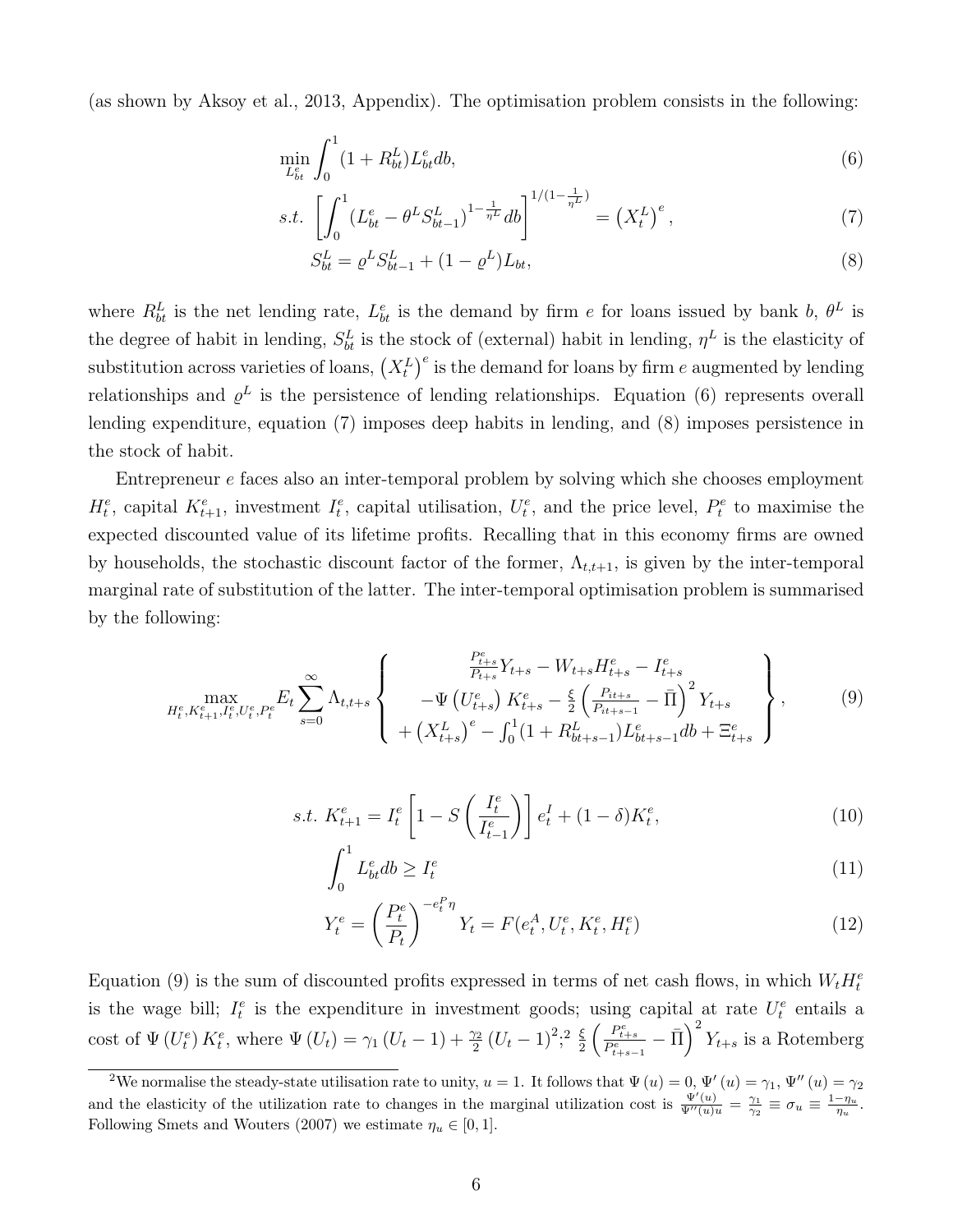(as shown by Aksoy et al., 2013, Appendix). The optimisation problem consists in the following:

$$\min_{L_{bt}^e} \int_0^1 (1 + R_{bt}^L) L_{bt}^e db, \tag{6}$$

$$s.t. \left[ \int_0^1 (L_{bt}^e - \theta^L S_{bt-1}^L)^{1-\frac{1}{\eta^L}} db \right]^{1/(1-\frac{1}{\eta^L})} = \left(X_t^L\right)^e, \tag{7}$$

$$S_{bt}^L = \varrho^L S_{bt-1}^L + (1-\varrho^L) L_{bt}, \tag{8}$$

where $R_{bt}^L$ is the net lending rate, $L_{bt}^e$ is the demand by firm $e$ for loans issued by bank $b$, $\theta^L$ is the degree of habit in lending, $S_{bt}^L$ is the stock of (external) habit in lending, $\eta^L$ is the elasticity of substitution across varieties of loans, $\left(X_t^L\right)^e$ is the demand for loans by firm $e$ augmented by lending relationships and $\varrho^L$ is the persistence of lending relationships. Equation (6) represents overall lending expenditure, equation (7) imposes deep habits in lending, and (8) imposes persistence in the stock of habit.

Entrepreneur $e$ faces also an inter-temporal problem by solving which she chooses employment $H_t^e$, capital $K_{t+1}^e$, investment $I_t^e$, capital utilisation, $U_t^e$, and the price level, $P_t^e$ to maximise the expected discounted value of its lifetime profits. Recalling that in this economy firms are owned by households, the stochastic discount factor of the former, $\Lambda_{t,t+1}$, is given by the inter-temporal marginal rate of substitution of the latter. The inter-temporal optimisation problem is summarised by the following:

$$\max_{H_t^e, K_{t+1}^e, I_t^e, U_t^e, P_t^e} E_t \sum_{s=0}^{\infty} \Lambda_{t,t+s} \left\{ \begin{array}{c} \frac{P_{t+s}^e}{P_{t+s}} Y_{t+s} - W_{t+s} H_{t+s}^e - I_{t+s}^e \\ -\Psi\left(U_{t+s}^e\right) K_{t+s}^e - \frac{\xi}{2}\left(\frac{P_{it+s}}{P_{it+s-1}} - \bar{\Pi}\right)^2 Y_{t+s} \\ + \left(X_{t+s}^L\right)^e - \int_0^1 (1 + R_{bt+s-1}^L) L_{bt+s-1}^e db + \Xi_{t+s}^e \end{array} \right\}, \tag{9}$$

$$s.t.\ K_{t+1}^e = I_t^e \left[1 - S\left(\frac{I_t^e}{I_{t-1}^e}\right)\right] e_t^I + (1-\delta) K_t^e, \tag{10}$$

$$\int_0^1 L_{bt}^e db \geq I_t^e \tag{11}$$

$$Y_t^e = \left(\frac{P_t^e}{P_t}\right)^{-e_t^P \eta} Y_t = F(e_t^A, U_t^e, K_t^e, H_t^e) \tag{12}$$

Equation (9) is the sum of discounted profits expressed in terms of net cash flows, in which $W_t H_t^e$ is the wage bill; $I_t^e$ is the expenditure in investment goods; using capital at rate $U_t^e$ entails a cost of $\Psi\left(U_t^e\right) K_t^e$, where $\Psi\left(U_t\right) = \gamma_1 \left(U_t - 1\right) + \frac{\gamma_2}{2}\left(U_t - 1\right)^2$;[2] $\frac{\xi}{2}\left(\frac{P_{t+s}^e}{P_{t+s-1}^e} - \bar{\Pi}\right)^2 Y_{t+s}$ is a Rotemberg

---

[2] We normalise the steady-state utilisation rate to unity, $u = 1$. It follows that $\Psi(u) = 0$, $\Psi'(u) = \gamma_1$, $\Psi''(u) = \gamma_2$ and the elasticity of the utilization rate to changes in the marginal utilization cost is $\frac{\Psi'(u)}{\Psi''(u)u} = \frac{\gamma_1}{\gamma_2} \equiv \sigma_u \equiv \frac{1-\eta_u}{\eta_u}$. Following Smets and Wouters (2007) we estimate $\eta_u \in [0, 1]$.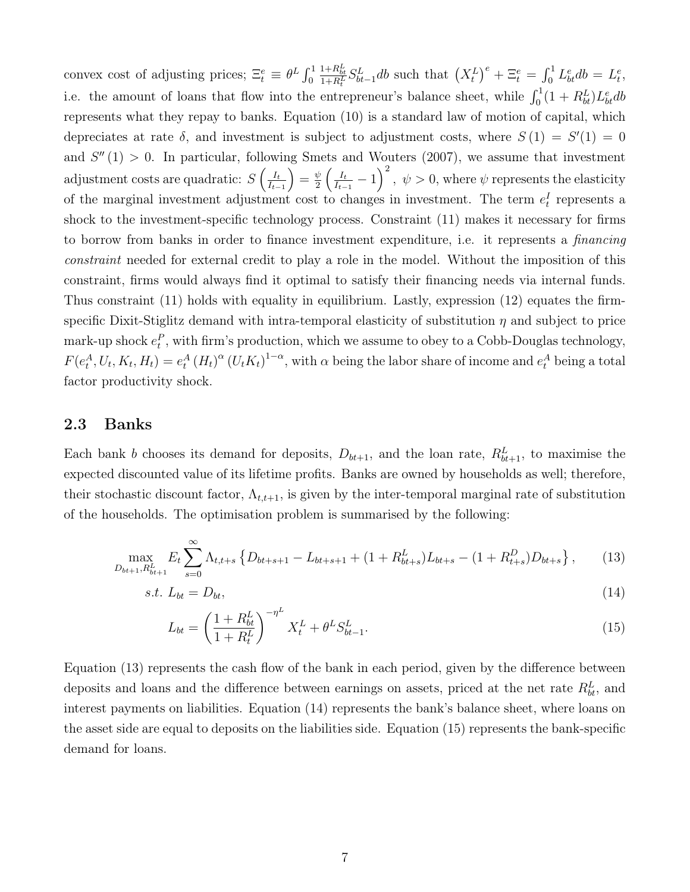convex cost of adjusting prices; $\Xi_t^e \equiv \theta^L \int_0^1 \frac{1+R_{bt}^L}{1+R_t^L} S_{bt-1}^L db$ such that $\left(X_t^L\right)^e + \Xi_t^e = \int_0^1 L_{bt}^e db = L_t^e$, i.e. the amount of loans that flow into the entrepreneur's balance sheet, while $\int_0^1 (1+R_{bt}^L) L_{bt}^e db$ represents what they repay to banks. Equation (10) is a standard law of motion of capital, which depreciates at rate $\delta$, and investment is subject to adjustment costs, where $S(1) = S'(1) = 0$ and $S''(1) > 0$. In particular, following Smets and Wouters (2007), we assume that investment adjustment costs are quadratic: $S\left(\frac{I_t}{I_{t-1}}\right) = \frac{\psi}{2}\left(\frac{I_t}{I_{t-1}} - 1\right)^2$, $\psi > 0$, where $\psi$ represents the elasticity of the marginal investment adjustment cost to changes in investment. The term $e_t^I$ represents a shock to the investment-specific technology process. Constraint (11) makes it necessary for firms to borrow from banks in order to finance investment expenditure, i.e. it represents a *financing constraint* needed for external credit to play a role in the model. Without the imposition of this constraint, firms would always find it optimal to satisfy their financing needs via internal funds. Thus constraint (11) holds with equality in equilibrium. Lastly, expression (12) equates the firm-specific Dixit-Stiglitz demand with intra-temporal elasticity of substitution $\eta$ and subject to price mark-up shock $e_t^P$, with firm's production, which we assume to obey to a Cobb-Douglas technology, $F(e_t^A, U_t, K_t, H_t) = e_t^A (H_t)^\alpha (U_t K_t)^{1-\alpha}$, with $\alpha$ being the labor share of income and $e_t^A$ being a total factor productivity shock.

## 2.3 Banks

Each bank $b$ chooses its demand for deposits, $D_{bt+1}$, and the loan rate, $R_{bt+1}^L$, to maximise the expected discounted value of its lifetime profits. Banks are owned by households as well; therefore, their stochastic discount factor, $\Lambda_{t,t+1}$, is given by the inter-temporal marginal rate of substitution of the households. The optimisation problem is summarised by the following:

$$\max_{D_{bt+1}, R_{bt+1}^L} E_t \sum_{s=0}^{\infty} \Lambda_{t,t+s} \left\{ D_{bt+s+1} - L_{bt+s+1} + (1+R_{bt+s}^L) L_{bt+s} - (1+R_{t+s}^D) D_{bt+s} \right\}, \tag{13}$$

$$s.t. \; L_{bt} = D_{bt}, \tag{14}$$

$$L_{bt} = \left(\frac{1+R_{bt}^L}{1+R_t^L}\right)^{-\eta^L} X_t^L + \theta^L S_{bt-1}^L. \tag{15}$$

Equation (13) represents the cash flow of the bank in each period, given by the difference between deposits and loans and the difference between earnings on assets, priced at the net rate $R_{bt}^L$, and interest payments on liabilities. Equation (14) represents the bank's balance sheet, where loans on the asset side are equal to deposits on the liabilities side. Equation (15) represents the bank-specific demand for loans.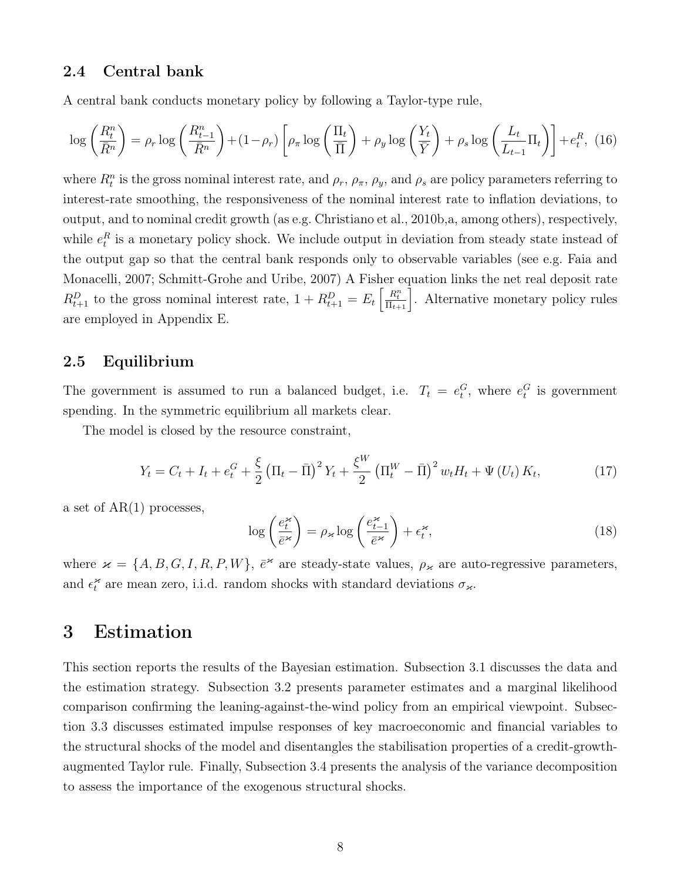## 2.4 Central bank

A central bank conducts monetary policy by following a Taylor-type rule,

$$\log\left(\frac{R_t^n}{\bar{R}^n}\right) = \rho_r \log\left(\frac{R_{t-1}^n}{\bar{R}^n}\right) + (1-\rho_r)\left[\rho_\pi \log\left(\frac{\Pi_t}{\bar{\Pi}}\right) + \rho_y \log\left(\frac{Y_t}{\bar{Y}}\right) + \rho_s \log\left(\frac{L_t}{L_{t-1}}\Pi_t\right)\right] + e_t^R, \quad (16)$$

where $R_t^n$ is the gross nominal interest rate, and $\rho_r$, $\rho_\pi$, $\rho_y$, and $\rho_s$ are policy parameters referring to interest-rate smoothing, the responsiveness of the nominal interest rate to inflation deviations, to output, and to nominal credit growth (as e.g. Christiano et al., 2010b,a, among others), respectively, while $e_t^R$ is a monetary policy shock. We include output in deviation from steady state instead of the output gap so that the central bank responds only to observable variables (see e.g. Faia and Monacelli, 2007; Schmitt-Grohe and Uribe, 2007) A Fisher equation links the net real deposit rate $R_{t+1}^D$ to the gross nominal interest rate, $1 + R_{t+1}^D = E_t\left[\frac{R_t^n}{\Pi_{t+1}}\right]$. Alternative monetary policy rules are employed in Appendix E.

## 2.5 Equilibrium

The government is assumed to run a balanced budget, i.e. $T_t = e_t^G$, where $e_t^G$ is government spending. In the symmetric equilibrium all markets clear.

The model is closed by the resource constraint,

$$Y_t = C_t + I_t + e_t^G + \frac{\xi}{2}\left(\Pi_t - \bar{\Pi}\right)^2 Y_t + \frac{\xi^W}{2}\left(\Pi_t^W - \bar{\Pi}\right)^2 w_t H_t + \Psi\left(U_t\right) K_t, \quad (17)$$

a set of AR(1) processes,

$$\log\left(\frac{e_t^\varkappa}{\bar{e}^\varkappa}\right) = \rho_\varkappa \log\left(\frac{e_{t-1}^\varkappa}{\bar{e}^\varkappa}\right) + \epsilon_t^\varkappa, \quad (18)$$

where $\varkappa = \{A, B, G, I, R, P, W\}$, $\bar{e}^\varkappa$ are steady-state values, $\rho_\varkappa$ are auto-regressive parameters, and $\epsilon_t^\varkappa$ are mean zero, i.i.d. random shocks with standard deviations $\sigma_\varkappa$.

# 3 Estimation

This section reports the results of the Bayesian estimation. Subsection 3.1 discusses the data and the estimation strategy. Subsection 3.2 presents parameter estimates and a marginal likelihood comparison confirming the leaning-against-the-wind policy from an empirical viewpoint. Subsection 3.3 discusses estimated impulse responses of key macroeconomic and financial variables to the structural shocks of the model and disentangles the stabilisation properties of a credit-growth-augmented Taylor rule. Finally, Subsection 3.4 presents the analysis of the variance decomposition to assess the importance of the exogenous structural shocks.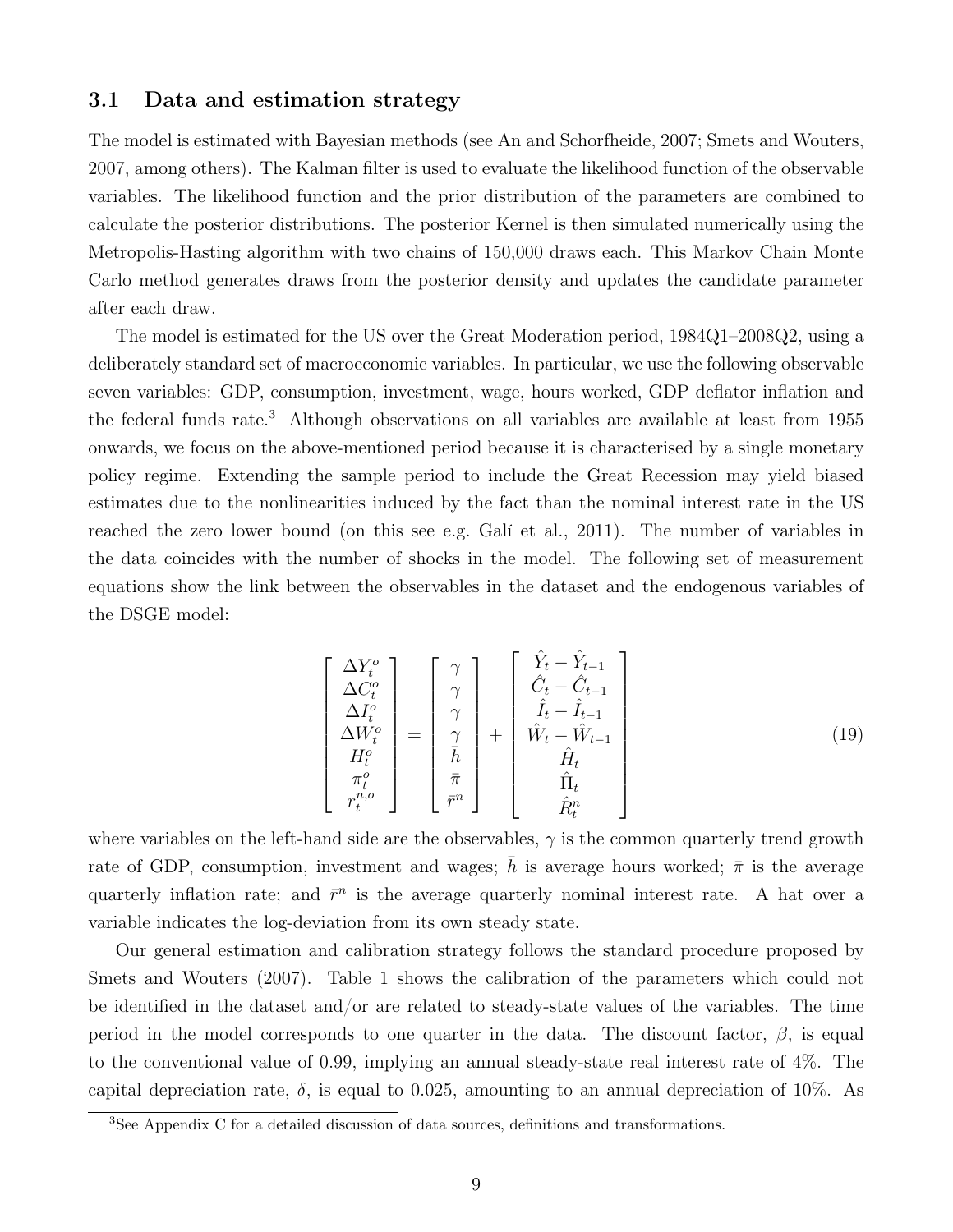### 3.1 Data and estimation strategy

The model is estimated with Bayesian methods (see An and Schorfheide, 2007; Smets and Wouters, 2007, among others). The Kalman filter is used to evaluate the likelihood function of the observable variables. The likelihood function and the prior distribution of the parameters are combined to calculate the posterior distributions. The posterior Kernel is then simulated numerically using the Metropolis-Hasting algorithm with two chains of 150,000 draws each. This Markov Chain Monte Carlo method generates draws from the posterior density and updates the candidate parameter after each draw.

The model is estimated for the US over the Great Moderation period, 1984Q1–2008Q2, using a deliberately standard set of macroeconomic variables. In particular, we use the following observable seven variables: GDP, consumption, investment, wage, hours worked, GDP deflator inflation and the federal funds rate.[3] Although observations on all variables are available at least from 1955 onwards, we focus on the above-mentioned period because it is characterised by a single monetary policy regime. Extending the sample period to include the Great Recession may yield biased estimates due to the nonlinearities induced by the fact than the nominal interest rate in the US reached the zero lower bound (on this see e.g. Galí et al., 2011). The number of variables in the data coincides with the number of shocks in the model. The following set of measurement equations show the link between the observables in the dataset and the endogenous variables of the DSGE model:

$$
\begin{bmatrix} \Delta Y_t^o \\ \Delta C_t^o \\ \Delta I_t^o \\ \Delta W_t^o \\ H_t^o \\ \pi_t^o \\ r_t^{n,o} \end{bmatrix} = \begin{bmatrix} \gamma \\ \gamma \\ \gamma \\ \gamma \\ \bar{h} \\ \bar{\pi} \\ \bar{r}^n \end{bmatrix} + \begin{bmatrix} \hat{Y}_t - \hat{Y}_{t-1} \\ \hat{C}_t - \hat{C}_{t-1} \\ \hat{I}_t - \hat{I}_{t-1} \\ \hat{W}_t - \hat{W}_{t-1} \\ \hat{H}_t \\ \hat{\Pi}_t \\ \hat{R}_t^n \end{bmatrix} \tag{19}
$$

where variables on the left-hand side are the observables, $\gamma$ is the common quarterly trend growth rate of GDP, consumption, investment and wages; $\bar{h}$ is average hours worked; $\bar{\pi}$ is the average quarterly inflation rate; and $\bar{r}^n$ is the average quarterly nominal interest rate. A hat over a variable indicates the log-deviation from its own steady state.

Our general estimation and calibration strategy follows the standard procedure proposed by Smets and Wouters (2007). Table 1 shows the calibration of the parameters which could not be identified in the dataset and/or are related to steady-state values of the variables. The time period in the model corresponds to one quarter in the data. The discount factor, $\beta$, is equal to the conventional value of 0.99, implying an annual steady-state real interest rate of 4%. The capital depreciation rate, $\delta$, is equal to 0.025, amounting to an annual depreciation of 10%. As

[3] See Appendix C for a detailed discussion of data sources, definitions and transformations.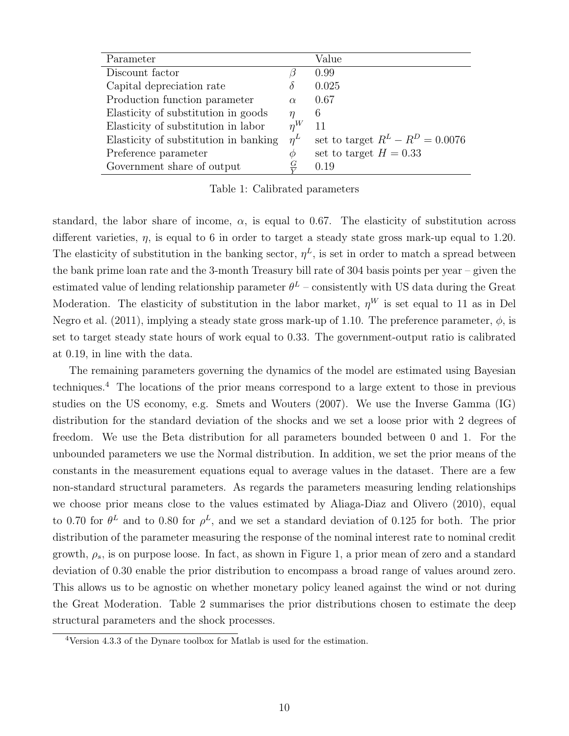| Parameter | | Value |
|---|---|---|
| Discount factor | $\beta$ | 0.99 |
| Capital depreciation rate | $\delta$ | 0.025 |
| Production function parameter | $\alpha$ | 0.67 |
| Elasticity of substitution in goods | $\eta$ | 6 |
| Elasticity of substitution in labor | $\eta^W$ | 11 |
| Elasticity of substitution in banking | $\eta^L$ | set to target $R^L - R^D = 0.0076$ |
| Preference parameter | $\phi$ | set to target $H = 0.33$ |
| Government share of output | $\frac{G}{Y}$ | 0.19 |

Table 1: Calibrated parameters

standard, the labor share of income, $\alpha$, is equal to 0.67. The elasticity of substitution across different varieties, $\eta$, is equal to 6 in order to target a steady state gross mark-up equal to 1.20. The elasticity of substitution in the banking sector, $\eta^L$, is set in order to match a spread between the bank prime loan rate and the 3-month Treasury bill rate of 304 basis points per year – given the estimated value of lending relationship parameter $\theta^L$ – consistently with US data during the Great Moderation. The elasticity of substitution in the labor market, $\eta^W$ is set equal to 11 as in Del Negro et al. (2011), implying a steady state gross mark-up of 1.10. The preference parameter, $\phi$, is set to target steady state hours of work equal to 0.33. The government-output ratio is calibrated at 0.19, in line with the data.

The remaining parameters governing the dynamics of the model are estimated using Bayesian techniques.[4] The locations of the prior means correspond to a large extent to those in previous studies on the US economy, e.g. Smets and Wouters (2007). We use the Inverse Gamma (IG) distribution for the standard deviation of the shocks and we set a loose prior with 2 degrees of freedom. We use the Beta distribution for all parameters bounded between 0 and 1. For the unbounded parameters we use the Normal distribution. In addition, we set the prior means of the constants in the measurement equations equal to average values in the dataset. There are a few non-standard structural parameters. As regards the parameters measuring lending relationships we choose prior means close to the values estimated by Aliaga-Diaz and Olivero (2010), equal to 0.70 for $\theta^L$ and to 0.80 for $\rho^L$, and we set a standard deviation of 0.125 for both. The prior distribution of the parameter measuring the response of the nominal interest rate to nominal credit growth, $\rho_s$, is on purpose loose. In fact, as shown in Figure 1, a prior mean of zero and a standard deviation of 0.30 enable the prior distribution to encompass a broad range of values around zero. This allows us to be agnostic on whether monetary policy leaned against the wind or not during the Great Moderation. Table 2 summarises the prior distributions chosen to estimate the deep structural parameters and the shock processes.

[4] Version 4.3.3 of the Dynare toolbox for Matlab is used for the estimation.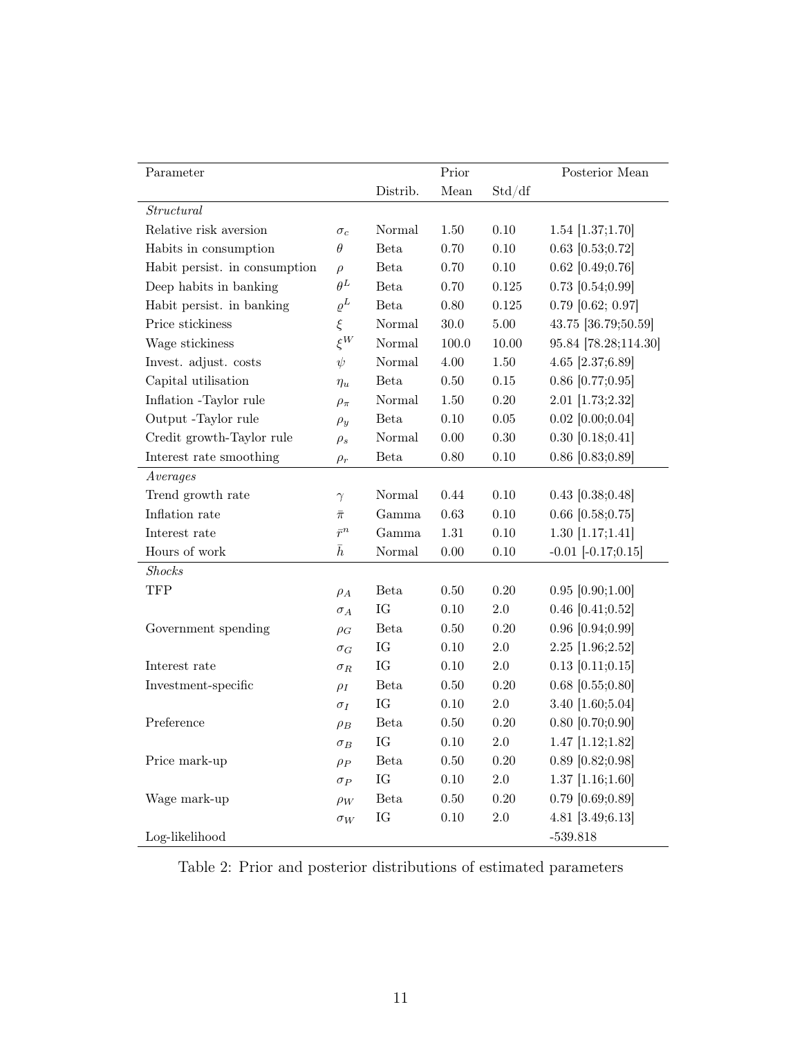| Parameter | | Prior | | | Posterior Mean |
|---|---|---|---|---|---|
| | | Distrib. | Mean | Std/df | |
| *Structural* | | | | | |
| Relative risk aversion | $\sigma_c$ | Normal | 1.50 | 0.10 | 1.54 [1.37;1.70] |
| Habits in consumption | $\theta$ | Beta | 0.70 | 0.10 | 0.63 [0.53;0.72] |
| Habit persist. in consumption | $\rho$ | Beta | 0.70 | 0.10 | 0.62 [0.49;0.76] |
| Deep habits in banking | $\theta^L$ | Beta | 0.70 | 0.125 | 0.73 [0.54;0.99] |
| Habit persist. in banking | $\varrho^L$ | Beta | 0.80 | 0.125 | 0.79 [0.62; 0.97] |
| Price stickiness | $\xi$ | Normal | 30.0 | 5.00 | 43.75 [36.79;50.59] |
| Wage stickiness | $\xi^W$ | Normal | 100.0 | 10.00 | 95.84 [78.28;114.30] |
| Invest. adjust. costs | $\psi$ | Normal | 4.00 | 1.50 | 4.65 [2.37;6.89] |
| Capital utilisation | $\eta_u$ | Beta | 0.50 | 0.15 | 0.86 [0.77;0.95] |
| Inflation -Taylor rule | $\rho_\pi$ | Normal | 1.50 | 0.20 | 2.01 [1.73;2.32] |
| Output -Taylor rule | $\rho_y$ | Beta | 0.10 | 0.05 | 0.02 [0.00;0.04] |
| Credit growth-Taylor rule | $\rho_s$ | Normal | 0.00 | 0.30 | 0.30 [0.18;0.41] |
| Interest rate smoothing | $\rho_r$ | Beta | 0.80 | 0.10 | 0.86 [0.83;0.89] |
| *Averages* | | | | | |
| Trend growth rate | $\gamma$ | Normal | 0.44 | 0.10 | 0.43 [0.38;0.48] |
| Inflation rate | $\bar{\pi}$ | Gamma | 0.63 | 0.10 | 0.66 [0.58;0.75] |
| Interest rate | $\bar{r}^n$ | Gamma | 1.31 | 0.10 | 1.30 [1.17;1.41] |
| Hours of work | $\bar{h}$ | Normal | 0.00 | 0.10 | -0.01 [-0.17;0.15] |
| *Shocks* | | | | | |
| TFP | $\rho_A$ | Beta | 0.50 | 0.20 | 0.95 [0.90;1.00] |
| | $\sigma_A$ | IG | 0.10 | 2.0 | 0.46 [0.41;0.52] |
| Government spending | $\rho_G$ | Beta | 0.50 | 0.20 | 0.96 [0.94;0.99] |
| | $\sigma_G$ | IG | 0.10 | 2.0 | 2.25 [1.96;2.52] |
| Interest rate | $\sigma_R$ | IG | 0.10 | 2.0 | 0.13 [0.11;0.15] |
| Investment-specific | $\rho_I$ | Beta | 0.50 | 0.20 | 0.68 [0.55;0.80] |
| | $\sigma_I$ | IG | 0.10 | 2.0 | 3.40 [1.60;5.04] |
| Preference | $\rho_B$ | Beta | 0.50 | 0.20 | 0.80 [0.70;0.90] |
| | $\sigma_B$ | IG | 0.10 | 2.0 | 1.47 [1.12;1.82] |
| Price mark-up | $\rho_P$ | Beta | 0.50 | 0.20 | 0.89 [0.82;0.98] |
| | $\sigma_P$ | IG | 0.10 | 2.0 | 1.37 [1.16;1.60] |
| Wage mark-up | $\rho_W$ | Beta | 0.50 | 0.20 | 0.79 [0.69;0.89] |
| | $\sigma_W$ | IG | 0.10 | 2.0 | 4.81 [3.49;6.13] |
| Log-likelihood | | | | | -539.818 |

Table 2: Prior and posterior distributions of estimated parameters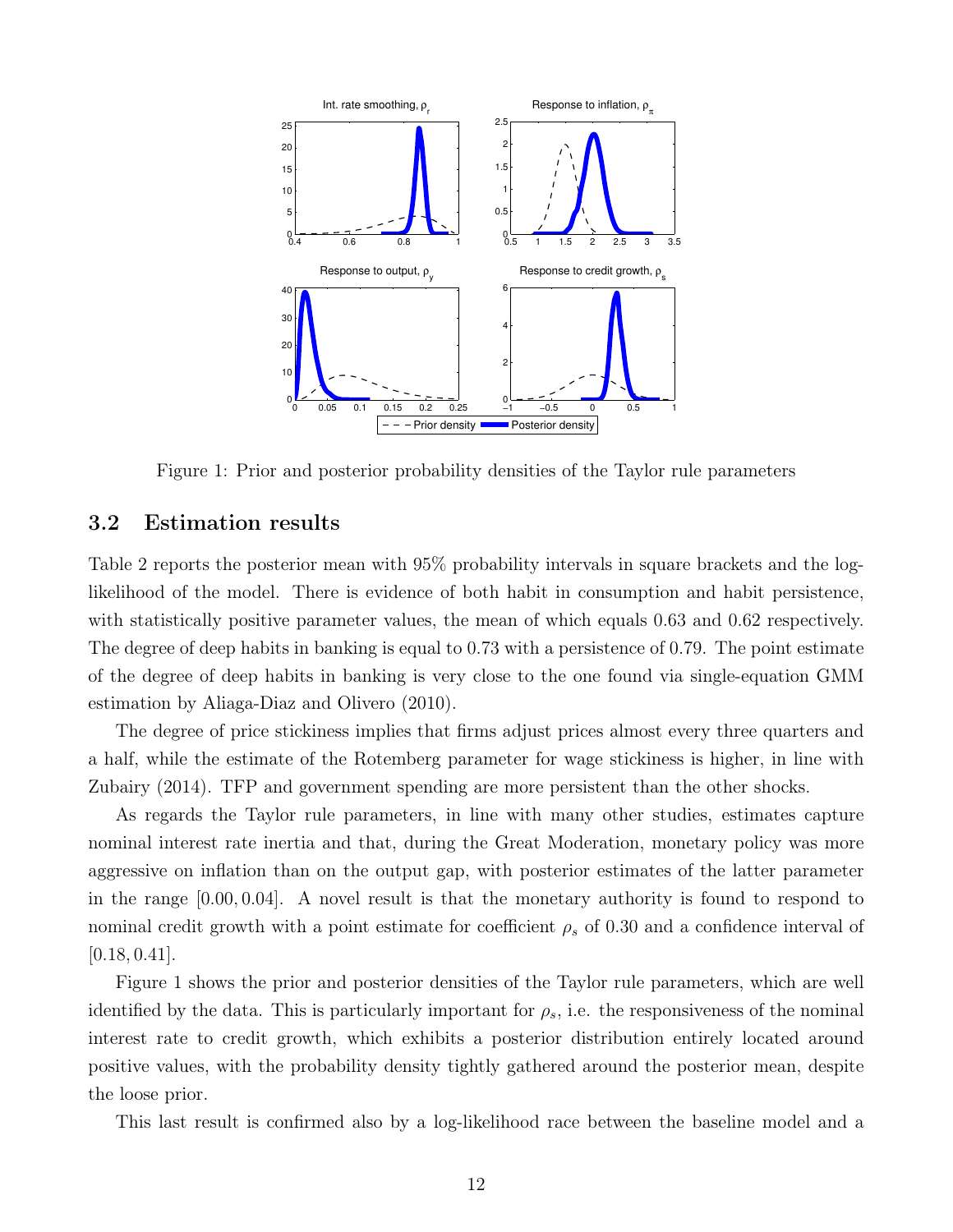Figure 1: Prior and posterior probability densities of the Taylor rule parameters

## 3.2 Estimation results

Table 2 reports the posterior mean with 95% probability intervals in square brackets and the log-likelihood of the model. There is evidence of both habit in consumption and habit persistence, with statistically positive parameter values, the mean of which equals 0.63 and 0.62 respectively. The degree of deep habits in banking is equal to 0.73 with a persistence of 0.79. The point estimate of the degree of deep habits in banking is very close to the one found via single-equation GMM estimation by Aliaga-Diaz and Olivero (2010).

The degree of price stickiness implies that firms adjust prices almost every three quarters and a half, while the estimate of the Rotemberg parameter for wage stickiness is higher, in line with Zubairy (2014). TFP and government spending are more persistent than the other shocks.

As regards the Taylor rule parameters, in line with many other studies, estimates capture nominal interest rate inertia and that, during the Great Moderation, monetary policy was more aggressive on inflation than on the output gap, with posterior estimates of the latter parameter in the range $[0.00, 0.04]$. A novel result is that the monetary authority is found to respond to nominal credit growth with a point estimate for coefficient $\rho_s$ of 0.30 and a confidence interval of $[0.18, 0.41]$.

Figure 1 shows the prior and posterior densities of the Taylor rule parameters, which are well identified by the data. This is particularly important for $\rho_s$, i.e. the responsiveness of the nominal interest rate to credit growth, which exhibits a posterior distribution entirely located around positive values, with the probability density tightly gathered around the posterior mean, despite the loose prior.

This last result is confirmed also by a log-likelihood race between the baseline model and a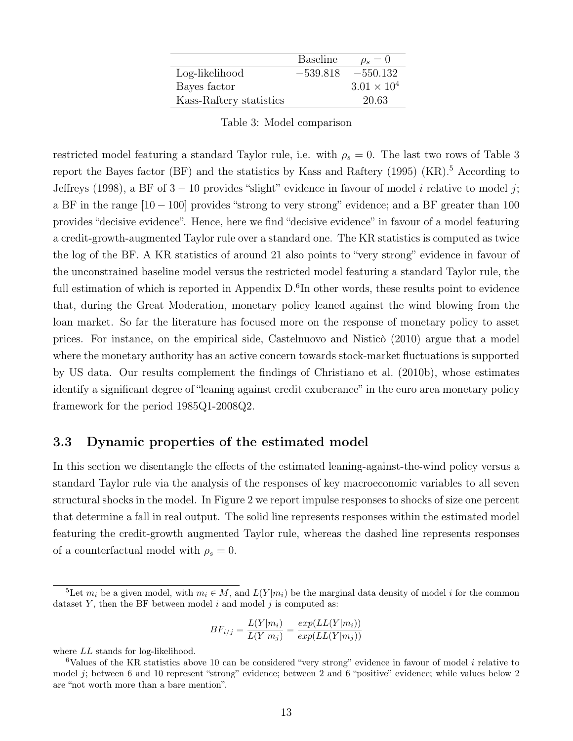| | Baseline | $\rho_s = 0$ |
|---|---|---|
| Log-likelihood | $-539.818$ | $-550.132$ |
| Bayes factor | | $3.01 \times 10^4$ |
| Kass-Raftery statistics | | 20.63 |

Table 3: Model comparison

restricted model featuring a standard Taylor rule, i.e. with $\rho_s = 0$. The last two rows of Table 3 report the Bayes factor (BF) and the statistics by Kass and Raftery (1995) (KR).[5] According to Jeffreys (1998), a BF of $3-10$ provides "slight" evidence in favour of model $i$ relative to model $j$; a BF in the range $[10-100]$ provides "strong to very strong" evidence; and a BF greater than 100 provides "decisive evidence". Hence, here we find "decisive evidence" in favour of a model featuring a credit-growth-augmented Taylor rule over a standard one. The KR statistics is computed as twice the log of the BF. A KR statistics of around 21 also points to "very strong" evidence in favour of the unconstrained baseline model versus the restricted model featuring a standard Taylor rule, the full estimation of which is reported in Appendix D.[6]In other words, these results point to evidence that, during the Great Moderation, monetary policy leaned against the wind blowing from the loan market. So far the literature has focused more on the response of monetary policy to asset prices. For instance, on the empirical side, Castelnuovo and Nisticò (2010) argue that a model where the monetary authority has an active concern towards stock-market fluctuations is supported by US data. Our results complement the findings of Christiano et al. (2010b), whose estimates identify a significant degree of "leaning against credit exuberance" in the euro area monetary policy framework for the period 1985Q1-2008Q2.

### 3.3 Dynamic properties of the estimated model

In this section we disentangle the effects of the estimated leaning-against-the-wind policy versus a standard Taylor rule via the analysis of the responses of key macroeconomic variables to all seven structural shocks in the model. In Figure 2 we report impulse responses to shocks of size one percent that determine a fall in real output. The solid line represents responses within the estimated model featuring the credit-growth augmented Taylor rule, whereas the dashed line represents responses of a counterfactual model with $\rho_s = 0$.

---

[5] Let $m_i$ be a given model, with $m_i \in M$, and $L(Y|m_i)$ be the marginal data density of model $i$ for the common dataset $Y$, then the BF between model $i$ and model $j$ is computed as:

$$BF_{i/j} = \frac{L(Y|m_i)}{L(Y|m_j)} = \frac{exp(LL(Y|m_i))}{exp(LL(Y|m_j))}$$

where $LL$ stands for log-likelihood.

[6] Values of the KR statistics above 10 can be considered "very strong" evidence in favour of model $i$ relative to model $j$; between 6 and 10 represent "strong" evidence; between 2 and 6 "positive" evidence; while values below 2 are "not worth more than a bare mention".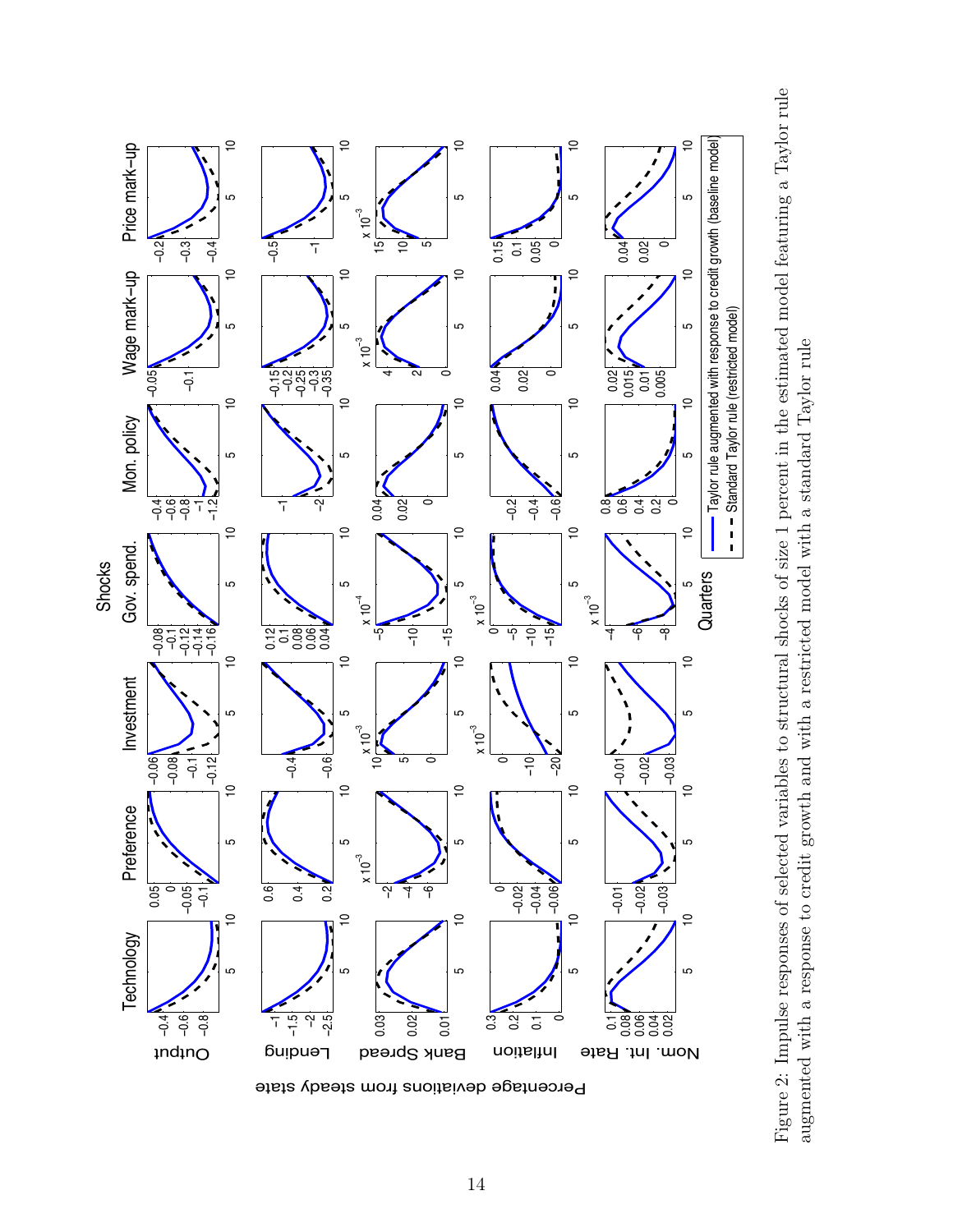Figure 2: Impulse responses of selected variables to structural shocks of size 1 percent in the estimated model featuring a Taylor rule augmented with a response to credit growth and with a restricted model with a standard Taylor rule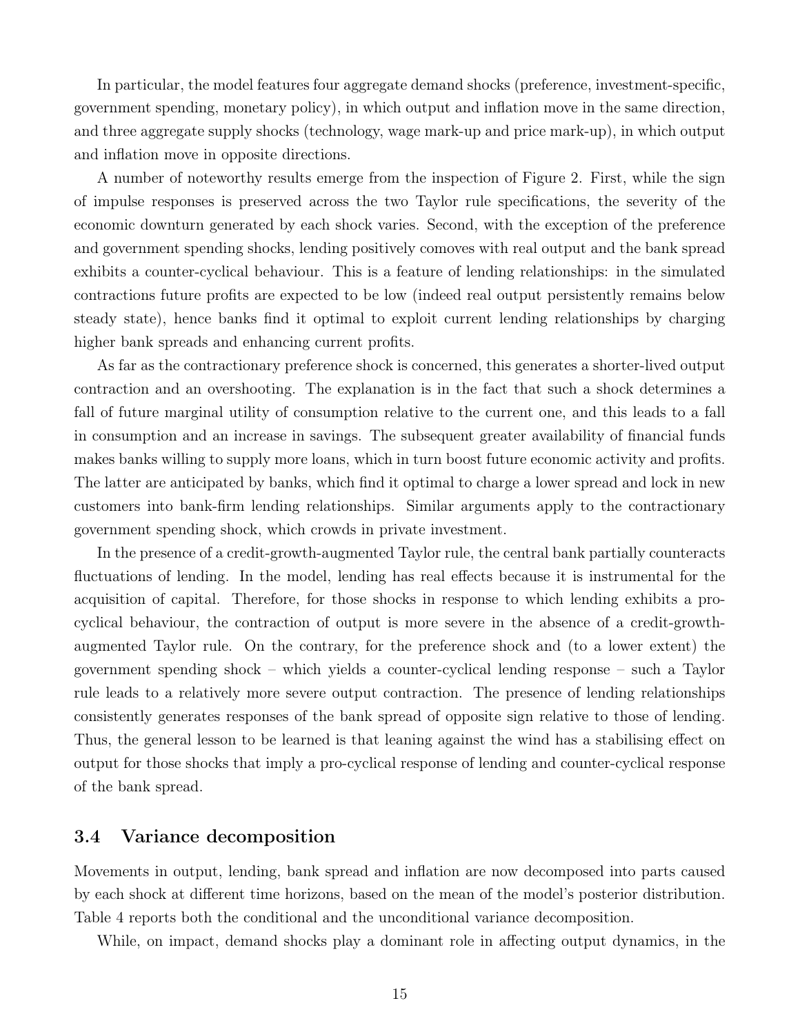In particular, the model features four aggregate demand shocks (preference, investment-specific, government spending, monetary policy), in which output and inflation move in the same direction, and three aggregate supply shocks (technology, wage mark-up and price mark-up), in which output and inflation move in opposite directions.

A number of noteworthy results emerge from the inspection of Figure 2. First, while the sign of impulse responses is preserved across the two Taylor rule specifications, the severity of the economic downturn generated by each shock varies. Second, with the exception of the preference and government spending shocks, lending positively comoves with real output and the bank spread exhibits a counter-cyclical behaviour. This is a feature of lending relationships: in the simulated contractions future profits are expected to be low (indeed real output persistently remains below steady state), hence banks find it optimal to exploit current lending relationships by charging higher bank spreads and enhancing current profits.

As far as the contractionary preference shock is concerned, this generates a shorter-lived output contraction and an overshooting. The explanation is in the fact that such a shock determines a fall of future marginal utility of consumption relative to the current one, and this leads to a fall in consumption and an increase in savings. The subsequent greater availability of financial funds makes banks willing to supply more loans, which in turn boost future economic activity and profits. The latter are anticipated by banks, which find it optimal to charge a lower spread and lock in new customers into bank-firm lending relationships. Similar arguments apply to the contractionary government spending shock, which crowds in private investment.

In the presence of a credit-growth-augmented Taylor rule, the central bank partially counteracts fluctuations of lending. In the model, lending has real effects because it is instrumental for the acquisition of capital. Therefore, for those shocks in response to which lending exhibits a pro-cyclical behaviour, the contraction of output is more severe in the absence of a credit-growth-augmented Taylor rule. On the contrary, for the preference shock and (to a lower extent) the government spending shock – which yields a counter-cyclical lending response – such a Taylor rule leads to a relatively more severe output contraction. The presence of lending relationships consistently generates responses of the bank spread of opposite sign relative to those of lending. Thus, the general lesson to be learned is that leaning against the wind has a stabilising effect on output for those shocks that imply a pro-cyclical response of lending and counter-cyclical response of the bank spread.

### 3.4 Variance decomposition

Movements in output, lending, bank spread and inflation are now decomposed into parts caused by each shock at different time horizons, based on the mean of the model's posterior distribution. Table 4 reports both the conditional and the unconditional variance decomposition.

While, on impact, demand shocks play a dominant role in affecting output dynamics, in the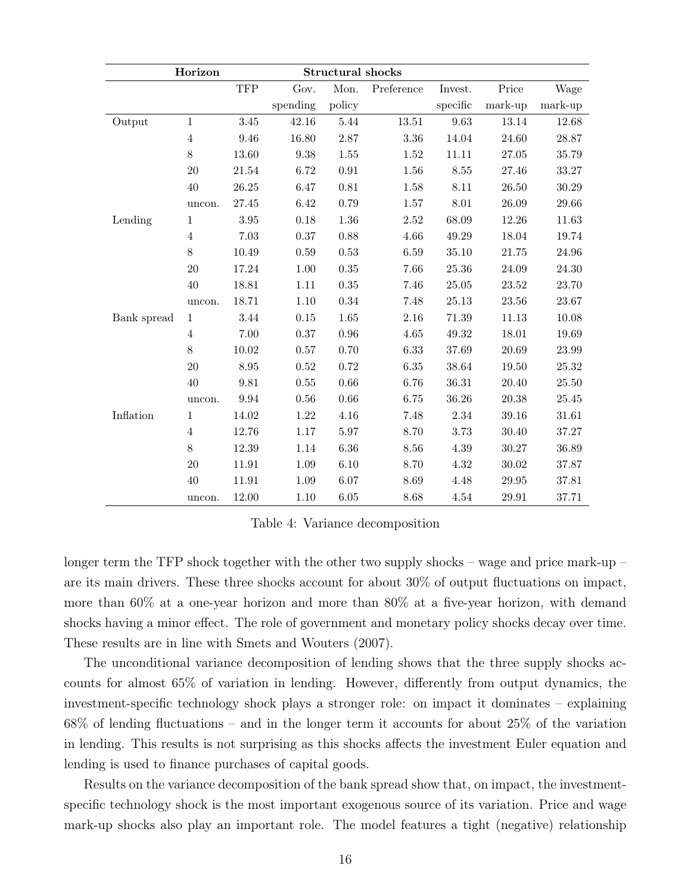| | Horizon | Structural shocks | | | | | | |
|---|---|---|---|---|---|---|---|---|
| | | TFP | Gov. spending | Mon. policy | Preference | Invest. specific | Price mark-up | Wage mark-up |
| Output | 1 | 3.45 | 42.16 | 5.44 | 13.51 | 9.63 | 13.14 | 12.68 |
| | 4 | 9.46 | 16.80 | 2.87 | 3.36 | 14.04 | 24.60 | 28.87 |
| | 8 | 13.60 | 9.38 | 1.55 | 1.52 | 11.11 | 27.05 | 35.79 |
| | 20 | 21.54 | 6.72 | 0.91 | 1.56 | 8.55 | 27.46 | 33.27 |
| | 40 | 26.25 | 6.47 | 0.81 | 1.58 | 8.11 | 26.50 | 30.29 |
| | uncon. | 27.45 | 6.42 | 0.79 | 1.57 | 8.01 | 26.09 | 29.66 |
| Lending | 1 | 3.95 | 0.18 | 1.36 | 2.52 | 68.09 | 12.26 | 11.63 |
| | 4 | 7.03 | 0.37 | 0.88 | 4.66 | 49.29 | 18.04 | 19.74 |
| | 8 | 10.49 | 0.59 | 0.53 | 6.59 | 35.10 | 21.75 | 24.96 |
| | 20 | 17.24 | 1.00 | 0.35 | 7.66 | 25.36 | 24.09 | 24.30 |
| | 40 | 18.81 | 1.11 | 0.35 | 7.46 | 25.05 | 23.52 | 23.70 |
| | uncon. | 18.71 | 1.10 | 0.34 | 7.48 | 25.13 | 23.56 | 23.67 |
| Bank spread | 1 | 3.44 | 0.15 | 1.65 | 2.16 | 71.39 | 11.13 | 10.08 |
| | 4 | 7.00 | 0.37 | 0.96 | 4.65 | 49.32 | 18.01 | 19.69 |
| | 8 | 10.02 | 0.57 | 0.70 | 6.33 | 37.69 | 20.69 | 23.99 |
| | 20 | 8.95 | 0.52 | 0.72 | 6.35 | 38.64 | 19.50 | 25.32 |
| | 40 | 9.81 | 0.55 | 0.66 | 6.76 | 36.31 | 20.40 | 25.50 |
| | uncon. | 9.94 | 0.56 | 0.66 | 6.75 | 36.26 | 20.38 | 25.45 |
| Inflation | 1 | 14.02 | 1.22 | 4.16 | 7.48 | 2.34 | 39.16 | 31.61 |
| | 4 | 12.76 | 1.17 | 5.97 | 8.70 | 3.73 | 30.40 | 37.27 |
| | 8 | 12.39 | 1.14 | 6.36 | 8.56 | 4.39 | 30.27 | 36.89 |
| | 20 | 11.91 | 1.09 | 6.10 | 8.70 | 4.32 | 30.02 | 37.87 |
| | 40 | 11.91 | 1.09 | 6.07 | 8.69 | 4.48 | 29.95 | 37.81 |
| | uncon. | 12.00 | 1.10 | 6.05 | 8.68 | 4.54 | 29.91 | 37.71 |

Table 4: Variance decomposition

longer term the TFP shock together with the other two supply shocks – wage and price mark-up – are its main drivers. These three shocks account for about 30% of output fluctuations on impact, more than 60% at a one-year horizon and more than 80% at a five-year horizon, with demand shocks having a minor effect. The role of government and monetary policy shocks decay over time. These results are in line with Smets and Wouters (2007).

The unconditional variance decomposition of lending shows that the three supply shocks accounts for almost 65% of variation in lending. However, differently from output dynamics, the investment-specific technology shock plays a stronger role: on impact it dominates – explaining 68% of lending fluctuations – and in the longer term it accounts for about 25% of the variation in lending. This results is not surprising as this shocks affects the investment Euler equation and lending is used to finance purchases of capital goods.

Results on the variance decomposition of the bank spread show that, on impact, the investment-specific technology shock is the most important exogenous source of its variation. Price and wage mark-up shocks also play an important role. The model features a tight (negative) relationship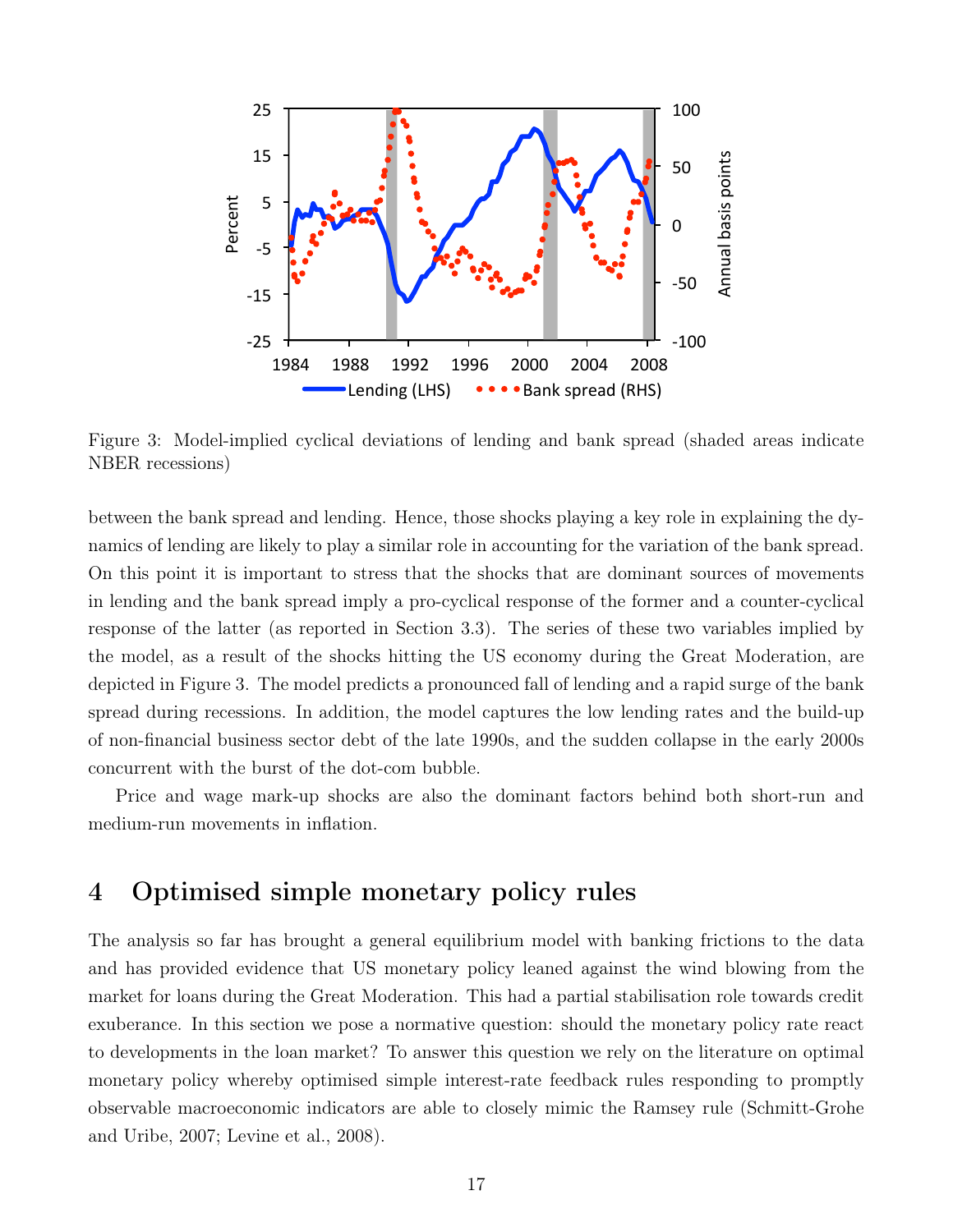Figure 3: Model-implied cyclical deviations of lending and bank spread (shaded areas indicate NBER recessions)

between the bank spread and lending. Hence, those shocks playing a key role in explaining the dynamics of lending are likely to play a similar role in accounting for the variation of the bank spread. On this point it is important to stress that the shocks that are dominant sources of movements in lending and the bank spread imply a pro-cyclical response of the former and a counter-cyclical response of the latter (as reported in Section 3.3). The series of these two variables implied by the model, as a result of the shocks hitting the US economy during the Great Moderation, are depicted in Figure 3. The model predicts a pronounced fall of lending and a rapid surge of the bank spread during recessions. In addition, the model captures the low lending rates and the build-up of non-financial business sector debt of the late 1990s, and the sudden collapse in the early 2000s concurrent with the burst of the dot-com bubble.

Price and wage mark-up shocks are also the dominant factors behind both short-run and medium-run movements in inflation.

# 4 Optimised simple monetary policy rules

The analysis so far has brought a general equilibrium model with banking frictions to the data and has provided evidence that US monetary policy leaned against the wind blowing from the market for loans during the Great Moderation. This had a partial stabilisation role towards credit exuberance. In this section we pose a normative question: should the monetary policy rate react to developments in the loan market? To answer this question we rely on the literature on optimal monetary policy whereby optimised simple interest-rate feedback rules responding to promptly observable macroeconomic indicators are able to closely mimic the Ramsey rule (Schmitt-Grohe and Uribe, 2007; Levine et al., 2008).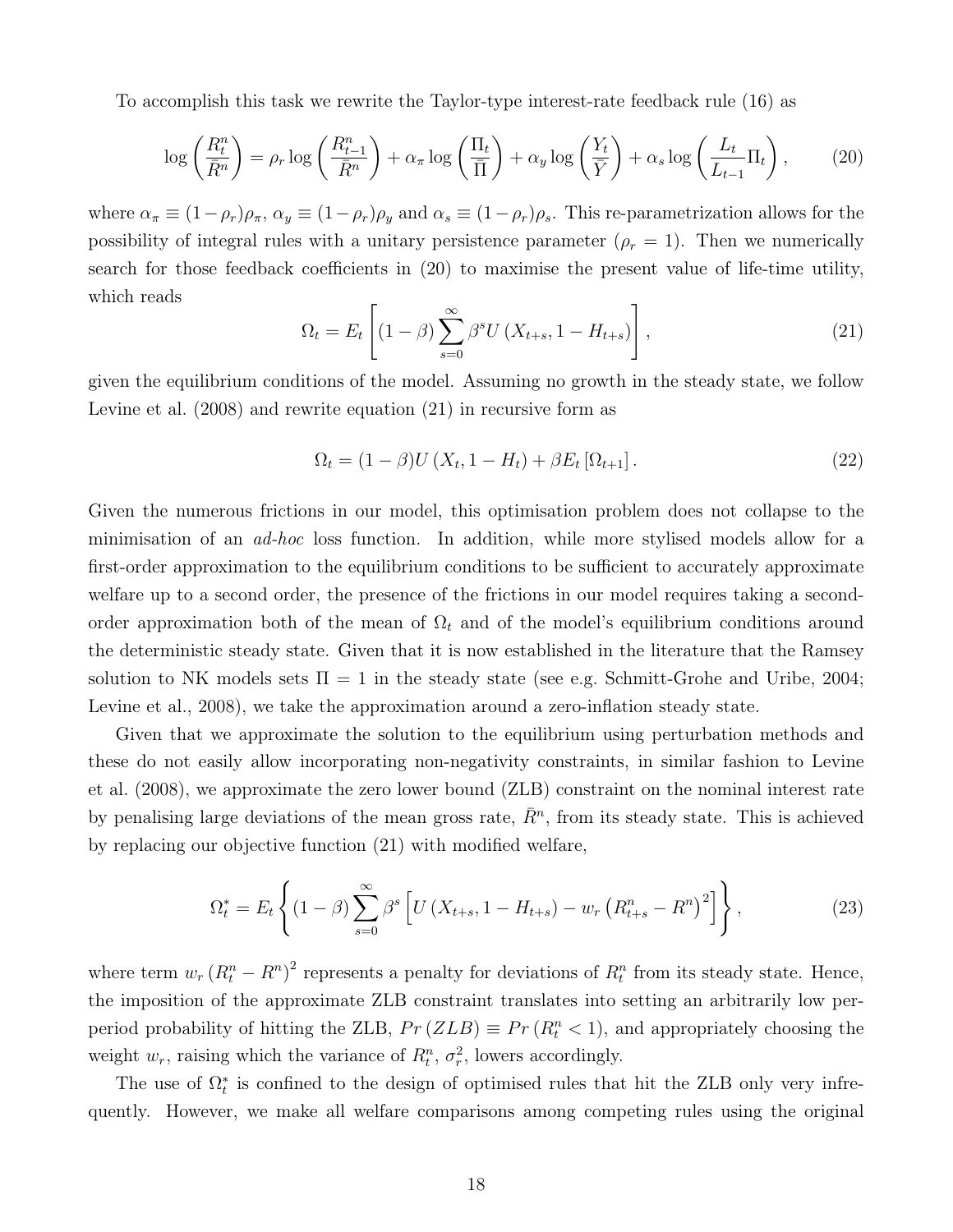To accomplish this task we rewrite the Taylor-type interest-rate feedback rule (16) as

$$\log\left(\frac{R_t^n}{\bar{R}^n}\right) = \rho_r \log\left(\frac{R_{t-1}^n}{\bar{R}^n}\right) + \alpha_\pi \log\left(\frac{\Pi_t}{\bar{\Pi}}\right) + \alpha_y \log\left(\frac{Y_t}{\bar{Y}}\right) + \alpha_s \log\left(\frac{L_t}{L_{t-1}}\Pi_t\right), \tag{20}$$

where $\alpha_\pi \equiv (1-\rho_r)\rho_\pi$, $\alpha_y \equiv (1-\rho_r)\rho_y$ and $\alpha_s \equiv (1-\rho_r)\rho_s$. This re-parametrization allows for the possibility of integral rules with a unitary persistence parameter ($\rho_r = 1$). Then we numerically search for those feedback coefficients in (20) to maximise the present value of life-time utility, which reads

$$\Omega_t = E_t\left[(1-\beta)\sum_{s=0}^{\infty}\beta^s U\left(X_{t+s}, 1-H_{t+s}\right)\right], \tag{21}$$

given the equilibrium conditions of the model. Assuming no growth in the steady state, we follow Levine et al. (2008) and rewrite equation (21) in recursive form as

$$\Omega_t = (1-\beta)U\left(X_t, 1-H_t\right) + \beta E_t\left[\Omega_{t+1}\right]. \tag{22}$$

Given the numerous frictions in our model, this optimisation problem does not collapse to the minimisation of an *ad-hoc* loss function. In addition, while more stylised models allow for a first-order approximation to the equilibrium conditions to be sufficient to accurately approximate welfare up to a second order, the presence of the frictions in our model requires taking a second-order approximation both of the mean of $\Omega_t$ and of the model's equilibrium conditions around the deterministic steady state. Given that it is now established in the literature that the Ramsey solution to NK models sets $\Pi = 1$ in the steady state (see e.g. Schmitt-Grohe and Uribe, 2004; Levine et al., 2008), we take the approximation around a zero-inflation steady state.

Given that we approximate the solution to the equilibrium using perturbation methods and these do not easily allow incorporating non-negativity constraints, in similar fashion to Levine et al. (2008), we approximate the zero lower bound (ZLB) constraint on the nominal interest rate by penalising large deviations of the mean gross rate, $\bar{R}^n$, from its steady state. This is achieved by replacing our objective function (21) with modified welfare,

$$\Omega_t^* = E_t\left\{(1-\beta)\sum_{s=0}^{\infty}\beta^s\left[U\left(X_{t+s}, 1-H_{t+s}\right) - w_r\left(R_{t+s}^n - R^n\right)^2\right]\right\}, \tag{23}$$

where term $w_r\left(R_t^n - R^n\right)^2$ represents a penalty for deviations of $R_t^n$ from its steady state. Hence, the imposition of the approximate ZLB constraint translates into setting an arbitrarily low per-period probability of hitting the ZLB, $Pr\left(ZLB\right) \equiv Pr\left(R_t^n < 1\right)$, and appropriately choosing the weight $w_r$, raising which the variance of $R_t^n$, $\sigma_r^2$, lowers accordingly.

The use of $\Omega_t^*$ is confined to the design of optimised rules that hit the ZLB only very infrequently. However, we make all welfare comparisons among competing rules using the original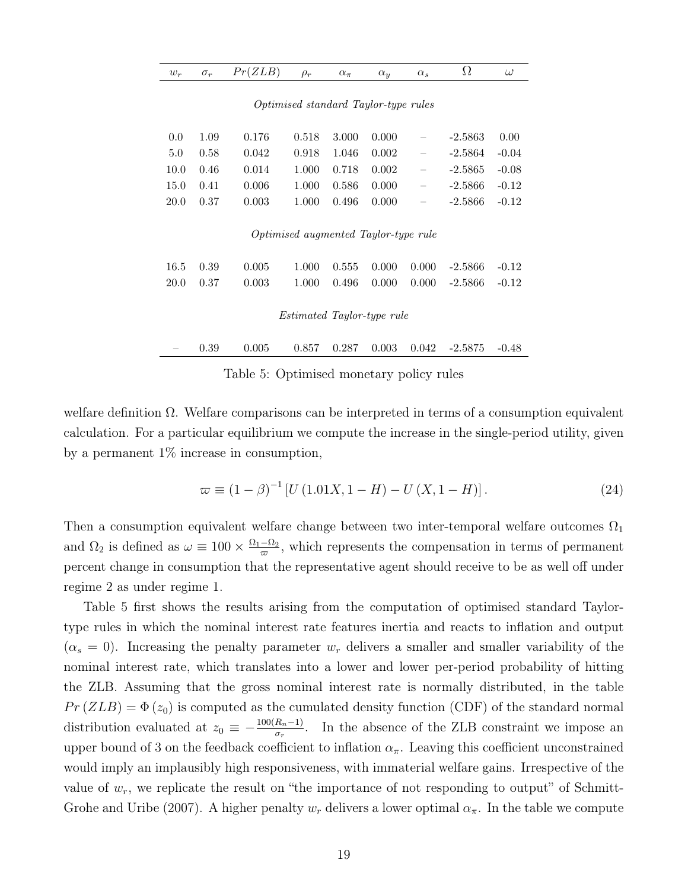| $w_r$ | $\sigma_r$ | $Pr(ZLB)$ | $\rho_r$ | $\alpha_\pi$ | $\alpha_y$ | $\alpha_s$ | $\Omega$ | $\omega$ |
|---|---|---|---|---|---|---|---|---|
| *Optimised standard Taylor-type rules* | | | | | | | | |
| 0.0 | 1.09 | 0.176 | 0.518 | 3.000 | 0.000 | – | -2.5863 | 0.00 |
| 5.0 | 0.58 | 0.042 | 0.918 | 1.046 | 0.002 | – | -2.5864 | -0.04 |
| 10.0 | 0.46 | 0.014 | 1.000 | 0.718 | 0.002 | – | -2.5865 | -0.08 |
| 15.0 | 0.41 | 0.006 | 1.000 | 0.586 | 0.000 | – | -2.5866 | -0.12 |
| 20.0 | 0.37 | 0.003 | 1.000 | 0.496 | 0.000 | – | -2.5866 | -0.12 |
| *Optimised augmented Taylor-type rule* | | | | | | | | |
| 16.5 | 0.39 | 0.005 | 1.000 | 0.555 | 0.000 | 0.000 | -2.5866 | -0.12 |
| 20.0 | 0.37 | 0.003 | 1.000 | 0.496 | 0.000 | 0.000 | -2.5866 | -0.12 |
| *Estimated Taylor-type rule* | | | | | | | | |
| – | 0.39 | 0.005 | 0.857 | 0.287 | 0.003 | 0.042 | -2.5875 | -0.48 |

Table 5: Optimised monetary policy rules

welfare definition $\Omega$. Welfare comparisons can be interpreted in terms of a consumption equivalent calculation. For a particular equilibrium we compute the increase in the single-period utility, given by a permanent 1% increase in consumption,

$$\varpi \equiv (1-\beta)^{-1}\left[U(1.01X, 1-H) - U(X, 1-H)\right]. \tag{24}$$

Then a consumption equivalent welfare change between two inter-temporal welfare outcomes $\Omega_1$ and $\Omega_2$ is defined as $\omega \equiv 100 \times \frac{\Omega_1 - \Omega_2}{\varpi}$, which represents the compensation in terms of permanent percent change in consumption that the representative agent should receive to be as well off under regime 2 as under regime 1.

Table 5 first shows the results arising from the computation of optimised standard Taylor-type rules in which the nominal interest rate features inertia and reacts to inflation and output ($\alpha_s = 0$). Increasing the penalty parameter $w_r$ delivers a smaller and smaller variability of the nominal interest rate, which translates into a lower and lower per-period probability of hitting the ZLB. Assuming that the gross nominal interest rate is normally distributed, in the table $Pr(ZLB) = \Phi(z_0)$ is computed as the cumulated density function (CDF) of the standard normal distribution evaluated at $z_0 \equiv -\frac{100(R_n - 1)}{\sigma_r}$. In the absence of the ZLB constraint we impose an upper bound of 3 on the feedback coefficient to inflation $\alpha_\pi$. Leaving this coefficient unconstrained would imply an implausibly high responsiveness, with immaterial welfare gains. Irrespective of the value of $w_r$, we replicate the result on "the importance of not responding to output" of Schmitt-Grohe and Uribe (2007). A higher penalty $w_r$ delivers a lower optimal $\alpha_\pi$. In the table we compute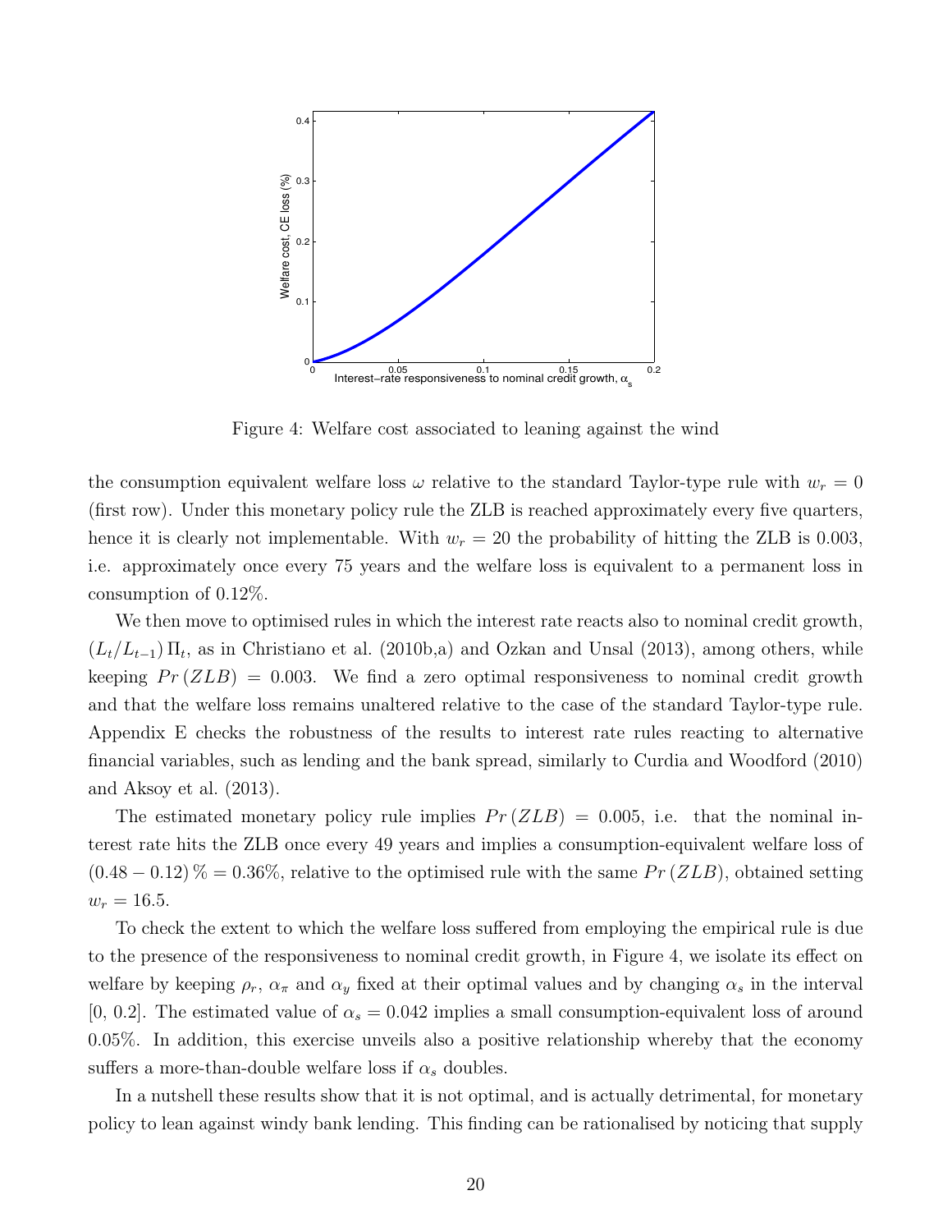Figure 4: Welfare cost associated to leaning against the wind

the consumption equivalent welfare loss $\omega$ relative to the standard Taylor-type rule with $w_r = 0$ (first row). Under this monetary policy rule the ZLB is reached approximately every five quarters, hence it is clearly not implementable. With $w_r = 20$ the probability of hitting the ZLB is 0.003, i.e. approximately once every 75 years and the welfare loss is equivalent to a permanent loss in consumption of 0.12%.

We then move to optimised rules in which the interest rate reacts also to nominal credit growth, $(L_t/L_{t-1})\,\Pi_t$, as in Christiano et al. (2010b,a) and Ozkan and Unsal (2013), among others, while keeping $Pr\,(ZLB) = 0.003$. We find a zero optimal responsiveness to nominal credit growth and that the welfare loss remains unaltered relative to the case of the standard Taylor-type rule. Appendix E checks the robustness of the results to interest rate rules reacting to alternative financial variables, such as lending and the bank spread, similarly to Curdia and Woodford (2010) and Aksoy et al. (2013).

The estimated monetary policy rule implies $Pr\,(ZLB) = 0.005$, i.e. that the nominal interest rate hits the ZLB once every 49 years and implies a consumption-equivalent welfare loss of $(0.48 - 0.12)\,\% = 0.36\%$, relative to the optimised rule with the same $Pr\,(ZLB)$, obtained setting $w_r = 16.5$.

To check the extent to which the welfare loss suffered from employing the empirical rule is due to the presence of the responsiveness to nominal credit growth, in Figure 4, we isolate its effect on welfare by keeping $\rho_r$, $\alpha_\pi$ and $\alpha_y$ fixed at their optimal values and by changing $\alpha_s$ in the interval [0, 0.2]. The estimated value of $\alpha_s = 0.042$ implies a small consumption-equivalent loss of around 0.05%. In addition, this exercise unveils also a positive relationship whereby that the economy suffers a more-than-double welfare loss if $\alpha_s$ doubles.

In a nutshell these results show that it is not optimal, and is actually detrimental, for monetary policy to lean against windy bank lending. This finding can be rationalised by noticing that supply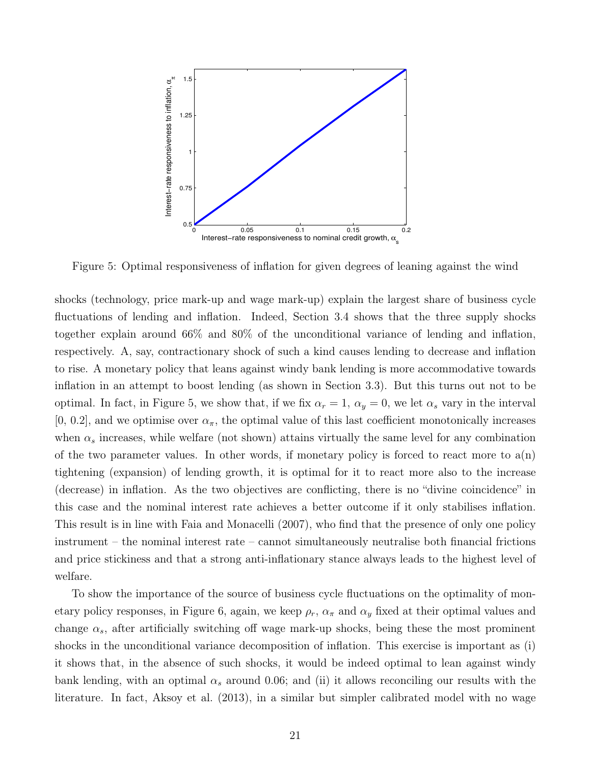Figure 5: Optimal responsiveness of inflation for given degrees of leaning against the wind

shocks (technology, price mark-up and wage mark-up) explain the largest share of business cycle fluctuations of lending and inflation. Indeed, Section 3.4 shows that the three supply shocks together explain around 66% and 80% of the unconditional variance of lending and inflation, respectively. A, say, contractionary shock of such a kind causes lending to decrease and inflation to rise. A monetary policy that leans against windy bank lending is more accommodative towards inflation in an attempt to boost lending (as shown in Section 3.3). But this turns out not to be optimal. In fact, in Figure 5, we show that, if we fix $\alpha_r = 1$, $\alpha_y = 0$, we let $\alpha_s$ vary in the interval [0, 0.2], and we optimise over $\alpha_\pi$, the optimal value of this last coefficient monotonically increases when $\alpha_s$ increases, while welfare (not shown) attains virtually the same level for any combination of the two parameter values. In other words, if monetary policy is forced to react more to a(n) tightening (expansion) of lending growth, it is optimal for it to react more also to the increase (decrease) in inflation. As the two objectives are conflicting, there is no "divine coincidence" in this case and the nominal interest rate achieves a better outcome if it only stabilises inflation. This result is in line with Faia and Monacelli (2007), who find that the presence of only one policy instrument – the nominal interest rate – cannot simultaneously neutralise both financial frictions and price stickiness and that a strong anti-inflationary stance always leads to the highest level of welfare.

To show the importance of the source of business cycle fluctuations on the optimality of monetary policy responses, in Figure 6, again, we keep $\rho_r$, $\alpha_\pi$ and $\alpha_y$ fixed at their optimal values and change $\alpha_s$, after artificially switching off wage mark-up shocks, being these the most prominent shocks in the unconditional variance decomposition of inflation. This exercise is important as (i) it shows that, in the absence of such shocks, it would be indeed optimal to lean against windy bank lending, with an optimal $\alpha_s$ around 0.06; and (ii) it allows reconciling our results with the literature. In fact, Aksoy et al. (2013), in a similar but simpler calibrated model with no wage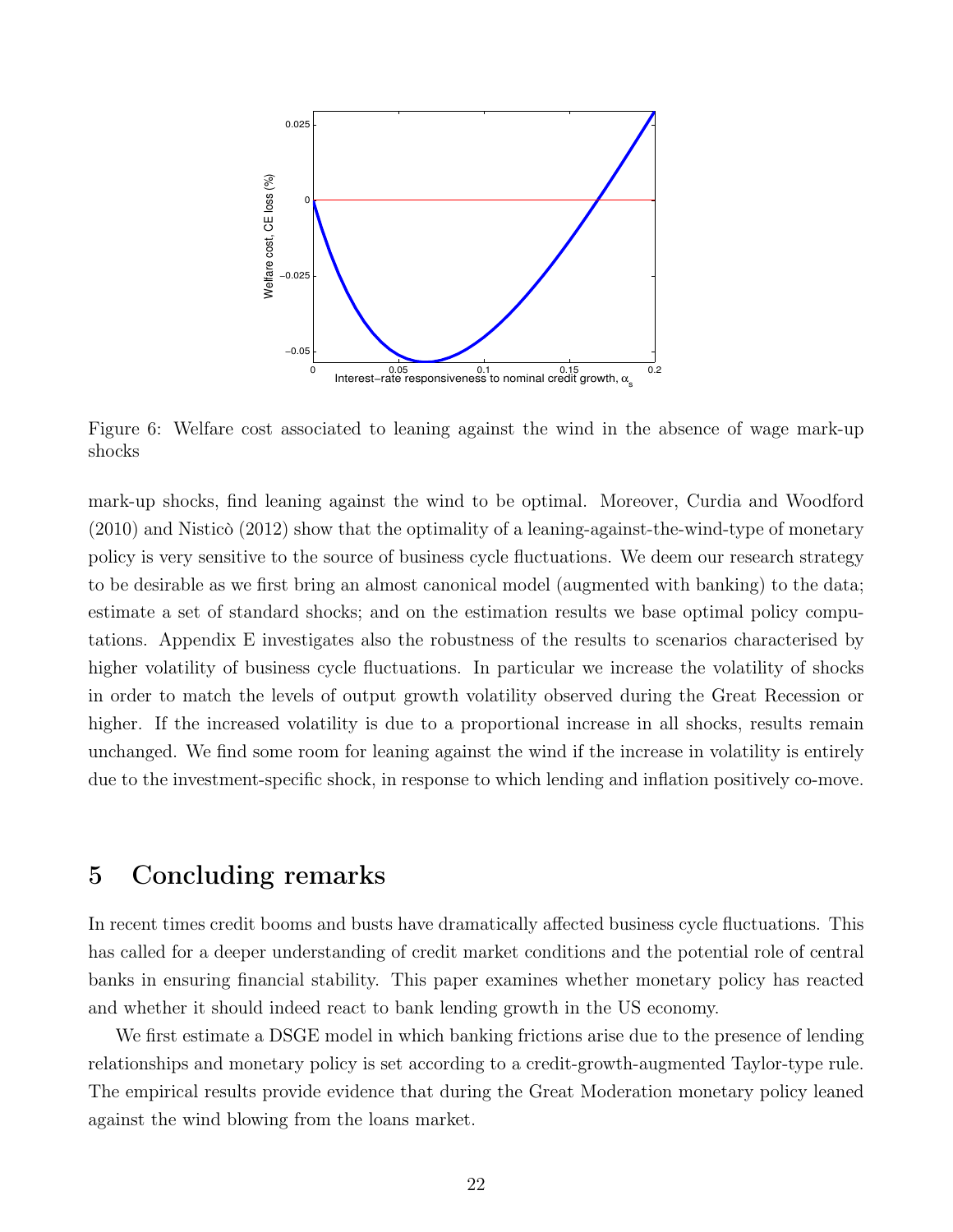Figure 6: Welfare cost associated to leaning against the wind in the absence of wage mark-up shocks

mark-up shocks, find leaning against the wind to be optimal. Moreover, Curdia and Woodford (2010) and Nisticò (2012) show that the optimality of a leaning-against-the-wind-type of monetary policy is very sensitive to the source of business cycle fluctuations. We deem our research strategy to be desirable as we first bring an almost canonical model (augmented with banking) to the data; estimate a set of standard shocks; and on the estimation results we base optimal policy computations. Appendix E investigates also the robustness of the results to scenarios characterised by higher volatility of business cycle fluctuations. In particular we increase the volatility of shocks in order to match the levels of output growth volatility observed during the Great Recession or higher. If the increased volatility is due to a proportional increase in all shocks, results remain unchanged. We find some room for leaning against the wind if the increase in volatility is entirely due to the investment-specific shock, in response to which lending and inflation positively co-move.

## 5 Concluding remarks

In recent times credit booms and busts have dramatically affected business cycle fluctuations. This has called for a deeper understanding of credit market conditions and the potential role of central banks in ensuring financial stability. This paper examines whether monetary policy has reacted and whether it should indeed react to bank lending growth in the US economy.

We first estimate a DSGE model in which banking frictions arise due to the presence of lending relationships and monetary policy is set according to a credit-growth-augmented Taylor-type rule. The empirical results provide evidence that during the Great Moderation monetary policy leaned against the wind blowing from the loans market.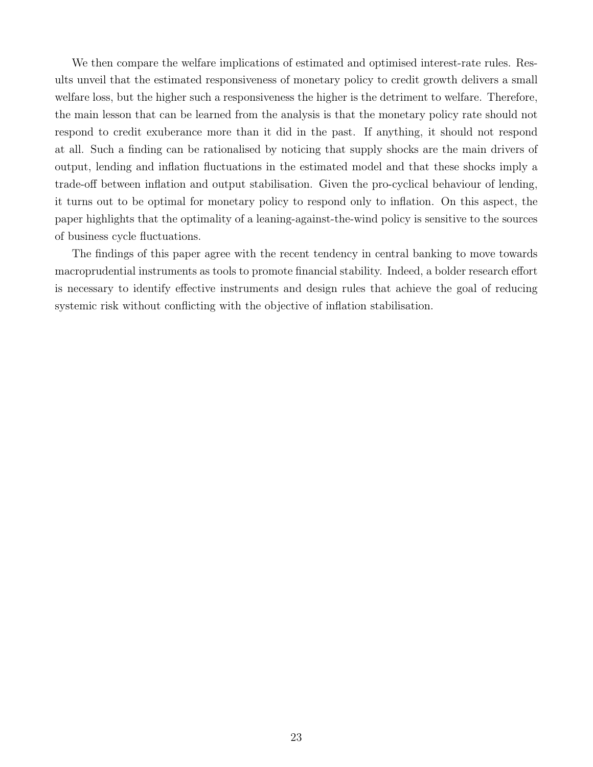We then compare the welfare implications of estimated and optimised interest-rate rules. Results unveil that the estimated responsiveness of monetary policy to credit growth delivers a small welfare loss, but the higher such a responsiveness the higher is the detriment to welfare. Therefore, the main lesson that can be learned from the analysis is that the monetary policy rate should not respond to credit exuberance more than it did in the past. If anything, it should not respond at all. Such a finding can be rationalised by noticing that supply shocks are the main drivers of output, lending and inflation fluctuations in the estimated model and that these shocks imply a trade-off between inflation and output stabilisation. Given the pro-cyclical behaviour of lending, it turns out to be optimal for monetary policy to respond only to inflation. On this aspect, the paper highlights that the optimality of a leaning-against-the-wind policy is sensitive to the sources of business cycle fluctuations.

The findings of this paper agree with the recent tendency in central banking to move towards macroprudential instruments as tools to promote financial stability. Indeed, a bolder research effort is necessary to identify effective instruments and design rules that achieve the goal of reducing systemic risk without conflicting with the objective of inflation stabilisation.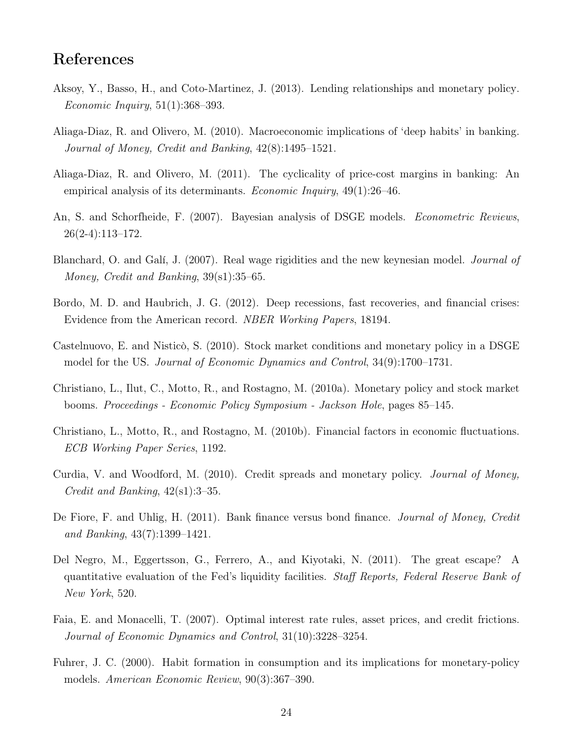## References

Aksoy, Y., Basso, H., and Coto-Martinez, J. (2013). Lending relationships and monetary policy. *Economic Inquiry*, 51(1):368–393.

Aliaga-Diaz, R. and Olivero, M. (2010). Macroeconomic implications of 'deep habits' in banking. *Journal of Money, Credit and Banking*, 42(8):1495–1521.

Aliaga-Diaz, R. and Olivero, M. (2011). The cyclicality of price-cost margins in banking: An empirical analysis of its determinants. *Economic Inquiry*, 49(1):26–46.

An, S. and Schorfheide, F. (2007). Bayesian analysis of DSGE models. *Econometric Reviews*, 26(2-4):113–172.

Blanchard, O. and Galí, J. (2007). Real wage rigidities and the new keynesian model. *Journal of Money, Credit and Banking*, 39(s1):35–65.

Bordo, M. D. and Haubrich, J. G. (2012). Deep recessions, fast recoveries, and financial crises: Evidence from the American record. *NBER Working Papers*, 18194.

Castelnuovo, E. and Nisticò, S. (2010). Stock market conditions and monetary policy in a DSGE model for the US. *Journal of Economic Dynamics and Control*, 34(9):1700–1731.

Christiano, L., Ilut, C., Motto, R., and Rostagno, M. (2010a). Monetary policy and stock market booms. *Proceedings - Economic Policy Symposium - Jackson Hole*, pages 85–145.

Christiano, L., Motto, R., and Rostagno, M. (2010b). Financial factors in economic fluctuations. *ECB Working Paper Series*, 1192.

Curdia, V. and Woodford, M. (2010). Credit spreads and monetary policy. *Journal of Money, Credit and Banking*, 42(s1):3–35.

De Fiore, F. and Uhlig, H. (2011). Bank finance versus bond finance. *Journal of Money, Credit and Banking*, 43(7):1399–1421.

Del Negro, M., Eggertsson, G., Ferrero, A., and Kiyotaki, N. (2011). The great escape? A quantitative evaluation of the Fed's liquidity facilities. *Staff Reports, Federal Reserve Bank of New York*, 520.

Faia, E. and Monacelli, T. (2007). Optimal interest rate rules, asset prices, and credit frictions. *Journal of Economic Dynamics and Control*, 31(10):3228–3254.

Fuhrer, J. C. (2000). Habit formation in consumption and its implications for monetary-policy models. *American Economic Review*, 90(3):367–390.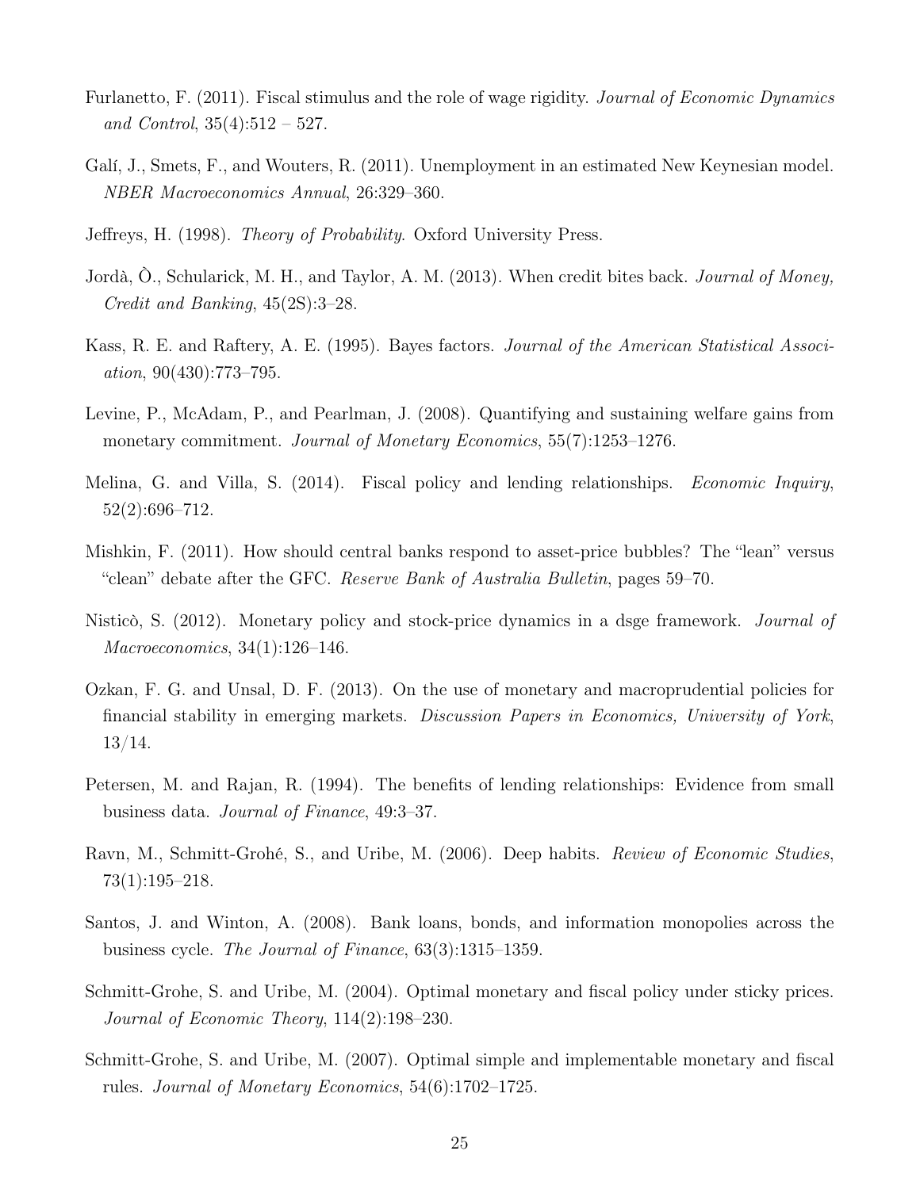Furlanetto, F. (2011). Fiscal stimulus and the role of wage rigidity. *Journal of Economic Dynamics and Control*, 35(4):512 – 527.

Galí, J., Smets, F., and Wouters, R. (2011). Unemployment in an estimated New Keynesian model. *NBER Macroeconomics Annual*, 26:329–360.

Jeffreys, H. (1998). *Theory of Probability*. Oxford University Press.

Jordà, Ò., Schularick, M. H., and Taylor, A. M. (2013). When credit bites back. *Journal of Money, Credit and Banking*, 45(2S):3–28.

Kass, R. E. and Raftery, A. E. (1995). Bayes factors. *Journal of the American Statistical Association*, 90(430):773–795.

Levine, P., McAdam, P., and Pearlman, J. (2008). Quantifying and sustaining welfare gains from monetary commitment. *Journal of Monetary Economics*, 55(7):1253–1276.

Melina, G. and Villa, S. (2014). Fiscal policy and lending relationships. *Economic Inquiry*, 52(2):696–712.

Mishkin, F. (2011). How should central banks respond to asset-price bubbles? The "lean" versus "clean" debate after the GFC. *Reserve Bank of Australia Bulletin*, pages 59–70.

Nisticò, S. (2012). Monetary policy and stock-price dynamics in a dsge framework. *Journal of Macroeconomics*, 34(1):126–146.

Ozkan, F. G. and Unsal, D. F. (2013). On the use of monetary and macroprudential policies for financial stability in emerging markets. *Discussion Papers in Economics, University of York*, 13/14.

Petersen, M. and Rajan, R. (1994). The benefits of lending relationships: Evidence from small business data. *Journal of Finance*, 49:3–37.

Ravn, M., Schmitt-Grohé, S., and Uribe, M. (2006). Deep habits. *Review of Economic Studies*, 73(1):195–218.

Santos, J. and Winton, A. (2008). Bank loans, bonds, and information monopolies across the business cycle. *The Journal of Finance*, 63(3):1315–1359.

Schmitt-Grohe, S. and Uribe, M. (2004). Optimal monetary and fiscal policy under sticky prices. *Journal of Economic Theory*, 114(2):198–230.

Schmitt-Grohe, S. and Uribe, M. (2007). Optimal simple and implementable monetary and fiscal rules. *Journal of Monetary Economics*, 54(6):1702–1725.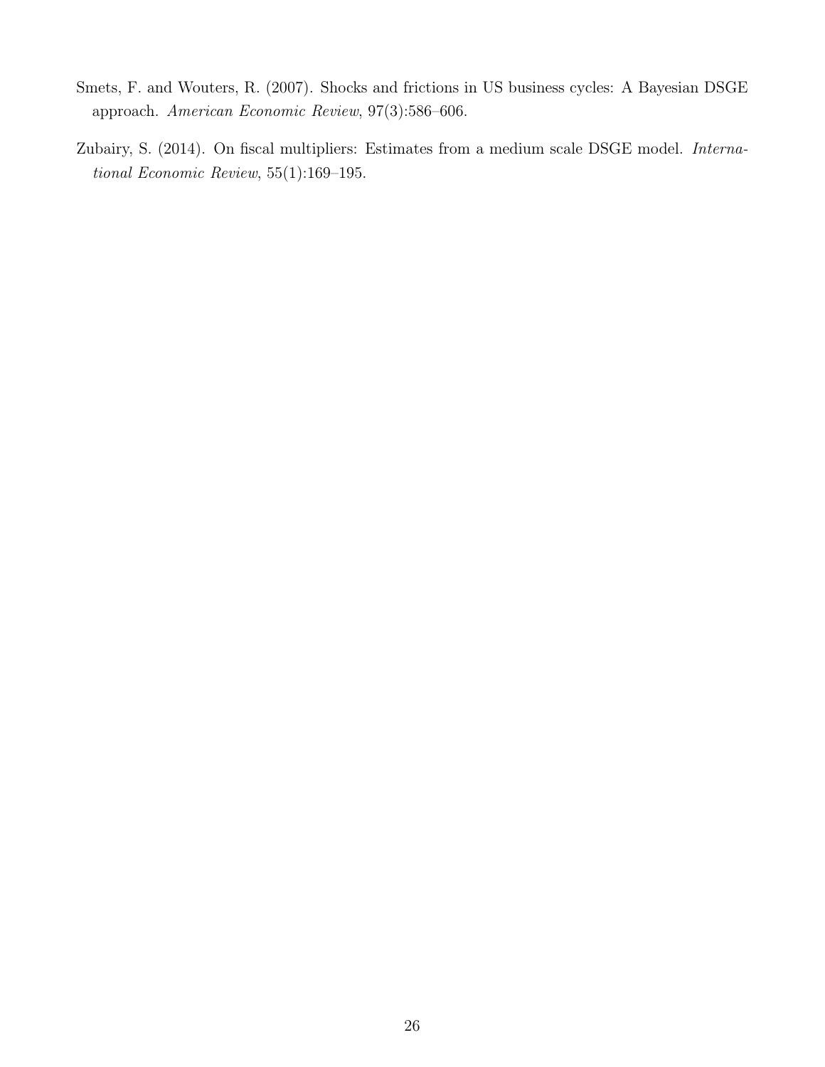Smets, F. and Wouters, R. (2007). Shocks and frictions in US business cycles: A Bayesian DSGE approach. *American Economic Review*, 97(3):586–606.

Zubairy, S. (2014). On fiscal multipliers: Estimates from a medium scale DSGE model. *International Economic Review*, 55(1):169–195.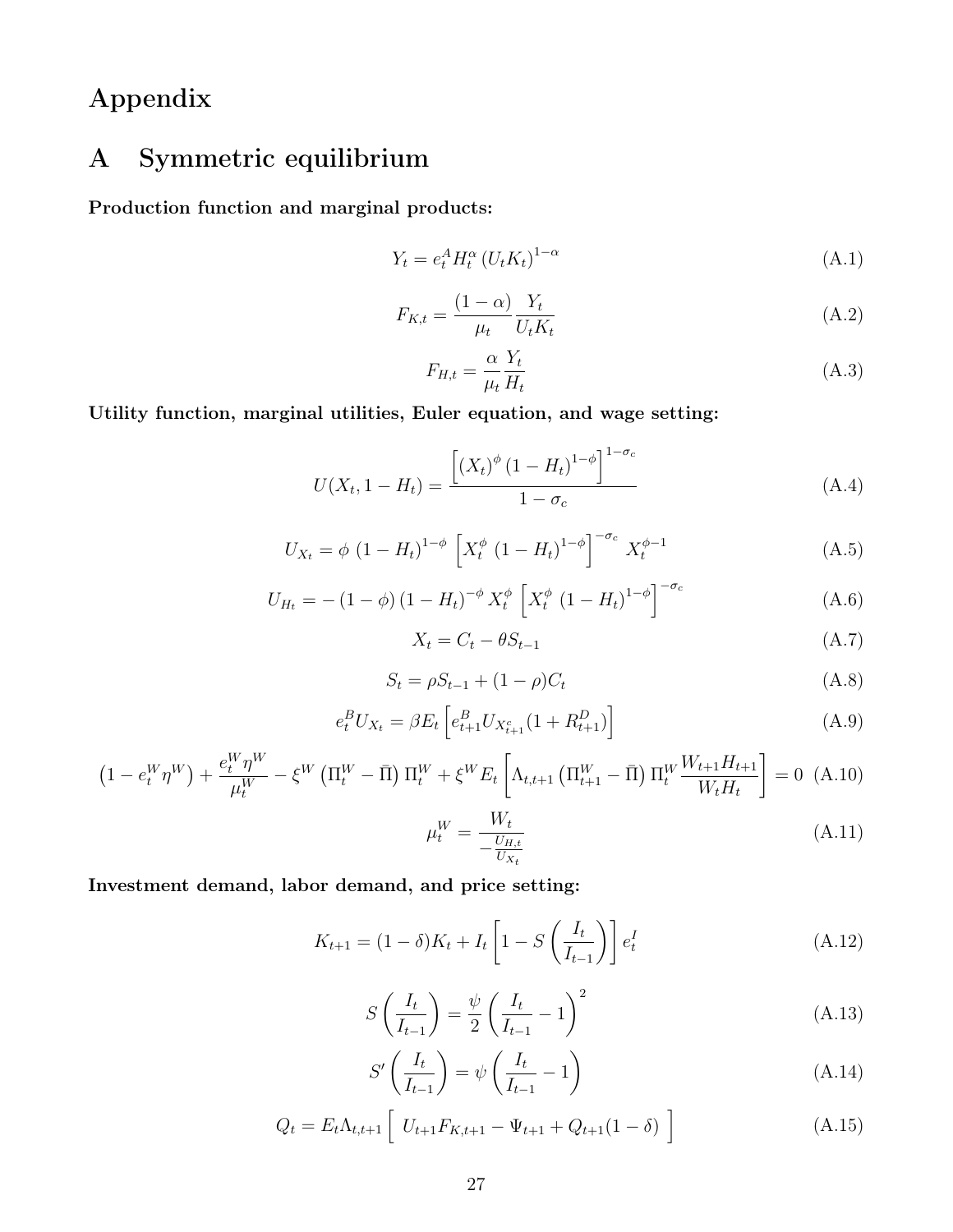# Appendix

## A Symmetric equilibrium

**Production function and marginal products:**

$$Y_t = e_t^A H_t^{\alpha} \left(U_t K_t\right)^{1-\alpha} \tag{A.1}$$

$$F_{K,t} = \frac{(1-\alpha)}{\mu_t} \frac{Y_t}{U_t K_t} \tag{A.2}$$

$$F_{H,t} = \frac{\alpha}{\mu_t} \frac{Y_t}{H_t} \tag{A.3}$$

**Utility function, marginal utilities, Euler equation, and wage setting:**

$$U(X_t, 1-H_t) = \frac{\left[(X_t)^{\phi} (1-H_t)^{1-\phi}\right]^{1-\sigma_c}}{1-\sigma_c} \tag{A.4}$$

$$U_{X_t} = \phi \, (1-H_t)^{1-\phi} \left[X_t^{\phi} \, (1-H_t)^{1-\phi}\right]^{-\sigma_c} X_t^{\phi-1} \tag{A.5}$$

$$U_{H_t} = -(1-\phi)(1-H_t)^{-\phi} X_t^{\phi} \left[X_t^{\phi} \, (1-H_t)^{1-\phi}\right]^{-\sigma_c} \tag{A.6}$$

$$X_t = C_t - \theta S_{t-1} \tag{A.7}$$

$$S_t = \rho S_{t-1} + (1-\rho) C_t \tag{A.8}$$

$$e_t^B U_{X_t} = \beta E_t \left[e_{t+1}^B U_{X_{t+1}^c} (1 + R_{t+1}^D)\right] \tag{A.9}$$

$$\left(1 - e_t^W \eta^W\right) + \frac{e_t^W \eta^W}{\mu_t^W} - \xi^W \left(\Pi_t^W - \bar{\Pi}\right) \Pi_t^W + \xi^W E_t \left[\Lambda_{t,t+1} \left(\Pi_{t+1}^W - \bar{\Pi}\right) \Pi_t^W \frac{W_{t+1} H_{t+1}}{W_t H_t}\right] = 0 \tag{A.10}$$

$$\mu_t^W = \frac{W_t}{-\frac{U_{H,t}}{U_{X_t}}} \tag{A.11}$$

**Investment demand, labor demand, and price setting:**

$$K_{t+1} = (1-\delta) K_t + I_t \left[1 - S\left(\frac{I_t}{I_{t-1}}\right)\right] e_t^I \tag{A.12}$$

$$S\left(\frac{I_t}{I_{t-1}}\right) = \frac{\psi}{2} \left(\frac{I_t}{I_{t-1}} - 1\right)^2 \tag{A.13}$$

$$S'\left(\frac{I_t}{I_{t-1}}\right) = \psi \left(\frac{I_t}{I_{t-1}} - 1\right) \tag{A.14}$$

$$Q_t = E_t \Lambda_{t,t+1} \left[\; U_{t+1} F_{K,t+1} - \Psi_{t+1} + Q_{t+1}(1-\delta) \;\right] \tag{A.15}$$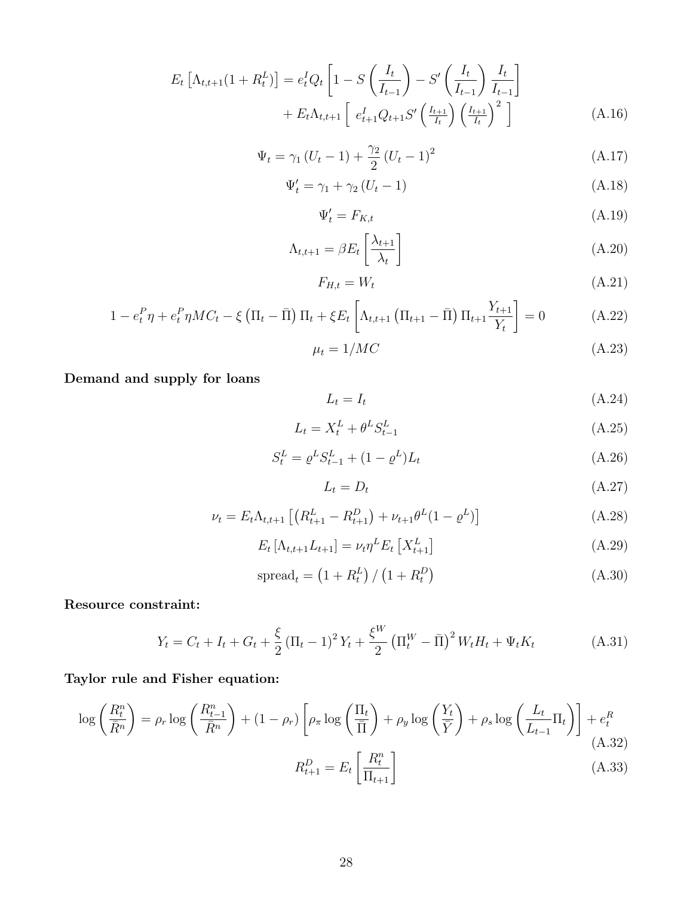$$E_t\left[\Lambda_{t,t+1}(1+R_t^L)\right] = e_t^I Q_t\left[1 - S\left(\frac{I_t}{I_{t-1}}\right) - S'\left(\frac{I_t}{I_{t-1}}\right)\frac{I_t}{I_{t-1}}\right] + E_t\Lambda_{t,t+1}\left[\ e_{t+1}^I Q_{t+1} S'\left(\tfrac{I_{t+1}}{I_t}\right)\left(\tfrac{I_{t+1}}{I_t}\right)^2\ \right] \tag{A.16}$$

$$\Psi_t = \gamma_1\left(U_t - 1\right) + \frac{\gamma_2}{2}\left(U_t - 1\right)^2 \tag{A.17}$$

$$\Psi_t' = \gamma_1 + \gamma_2\left(U_t - 1\right) \tag{A.18}$$

$$\Psi_t' = F_{K,t} \tag{A.19}$$

$$\Lambda_{t,t+1} = \beta E_t\left[\frac{\lambda_{t+1}}{\lambda_t}\right] \tag{A.20}$$

$$F_{H,t} = W_t \tag{A.21}$$

$$1 - e_t^P\eta + e_t^P\eta MC_t - \xi\left(\Pi_t - \bar{\Pi}\right)\Pi_t + \xi E_t\left[\Lambda_{t,t+1}\left(\Pi_{t+1} - \bar{\Pi}\right)\Pi_{t+1}\frac{Y_{t+1}}{Y_t}\right] = 0 \tag{A.22}$$

$$\mu_t = 1/MC \tag{A.23}$$

**Demand and supply for loans**

$$L_t = I_t \tag{A.24}$$

$$L_t = X_t^L + \theta^L S_{t-1}^L \tag{A.25}$$

$$S_t^L = \varrho^L S_{t-1}^L + (1-\varrho^L)L_t \tag{A.26}$$

$$L_t = D_t \tag{A.27}$$

$$\nu_t = E_t\Lambda_{t,t+1}\left[\left(R_{t+1}^L - R_{t+1}^D\right) + \nu_{t+1}\theta^L(1-\varrho^L)\right] \tag{A.28}$$

$$E_t\left[\Lambda_{t+1}L_{t+1}\right] = \nu_t\eta^L E_t\left[X_{t+1}^L\right] \tag{A.29}$$

$$\text{spread}_t = \left(1+R_t^L\right)/\left(1+R_t^D\right) \tag{A.30}$$

**Resource constraint:**

$$Y_t = C_t + I_t + G_t + \frac{\xi}{2}\left(\Pi_t - 1\right)^2 Y_t + \frac{\xi^W}{2}\left(\Pi_t^W - \bar{\Pi}\right)^2 W_t H_t + \Psi_t K_t \tag{A.31}$$

**Taylor rule and Fisher equation:**

$$\log\left(\frac{R_t^n}{\bar{R}^n}\right) = \rho_r\log\left(\frac{R_{t-1}^n}{\bar{R}^n}\right) + (1-\rho_r)\left[\rho_\pi\log\left(\frac{\Pi_t}{\bar{\Pi}}\right) + \rho_y\log\left(\frac{Y_t}{\bar{Y}}\right) + \rho_s\log\left(\frac{L_t}{L_{t-1}}\Pi_t\right)\right] + e_t^R \tag{A.32}$$

$$R_{t+1}^D = E_t\left[\frac{R_t^n}{\Pi_{t+1}}\right] \tag{A.33}$$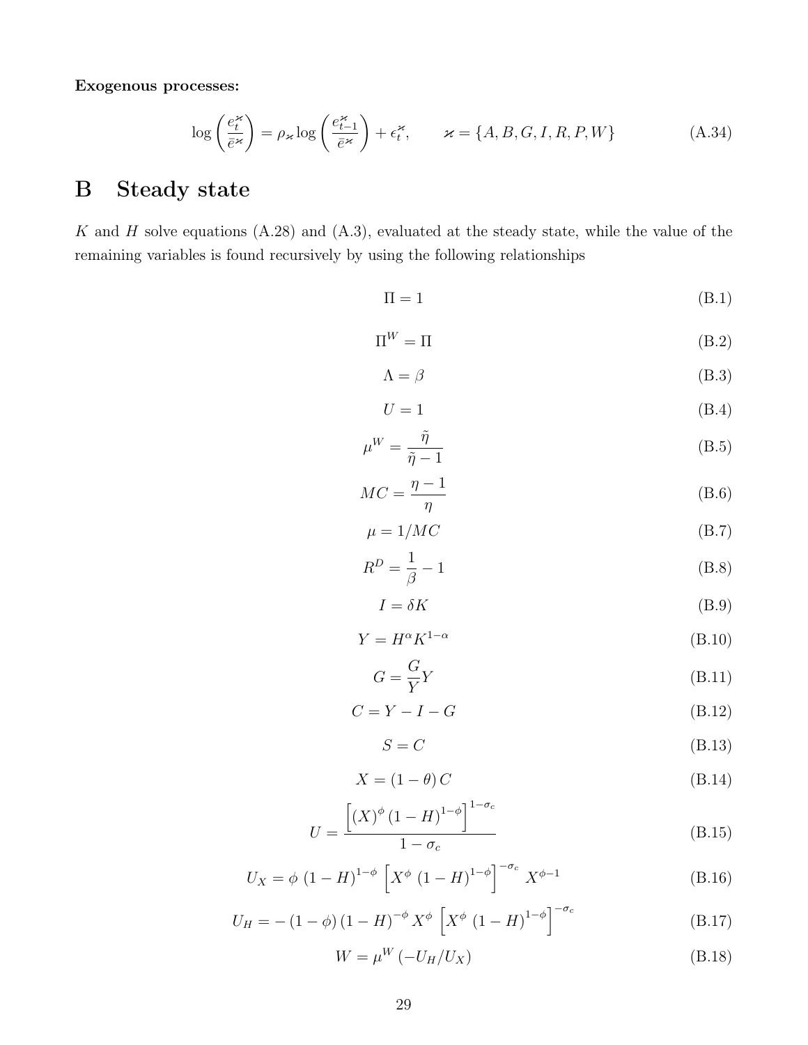**Exogenous processes:**

$$\log\left(\frac{e_t^{\varkappa}}{\bar{e}^{\varkappa}}\right) = \rho_{\varkappa} \log\left(\frac{e_{t-1}^{\varkappa}}{\bar{e}^{\varkappa}}\right) + \epsilon_t^{\varkappa}, \qquad \varkappa = \{A, B, G, I, R, P, W\} \tag{A.34}$$

# B Steady state

$K$ and $H$ solve equations (A.28) and (A.3), evaluated at the steady state, while the value of the remaining variables is found recursively by using the following relationships

$$\Pi = 1 \tag{B.1}$$

$$\Pi^W = \Pi \tag{B.2}$$

$$\Lambda = \beta \tag{B.3}$$

$$U = 1 \tag{B.4}$$

$$\mu^W = \frac{\tilde{\eta}}{\tilde{\eta} - 1} \tag{B.5}$$

$$MC = \frac{\eta - 1}{\eta} \tag{B.6}$$

$$\mu = 1/MC \tag{B.7}$$

$$R^D = \frac{1}{\beta} - 1 \tag{B.8}$$

$$I = \delta K \tag{B.9}$$

$$Y = H^{\alpha} K^{1-\alpha} \tag{B.10}$$

$$G = \frac{G}{Y} Y \tag{B.11}$$

$$C = Y - I - G \tag{B.12}$$

$$S = C \tag{B.13}$$

$$X = (1 - \theta) C \tag{B.14}$$

$$U = \frac{\left[(X)^{\phi} (1 - H)^{1-\phi}\right]^{1-\sigma_c}}{1 - \sigma_c} \tag{B.15}$$

$$U_X = \phi \, (1 - H)^{1-\phi} \left[X^{\phi} \, (1 - H)^{1-\phi}\right]^{-\sigma_c} X^{\phi - 1} \tag{B.16}$$

$$U_H = -(1 - \phi)(1 - H)^{-\phi} X^{\phi} \left[X^{\phi} \, (1 - H)^{1-\phi}\right]^{-\sigma_c} \tag{B.17}$$

$$W = \mu^W \left(-U_H / U_X\right) \tag{B.18}$$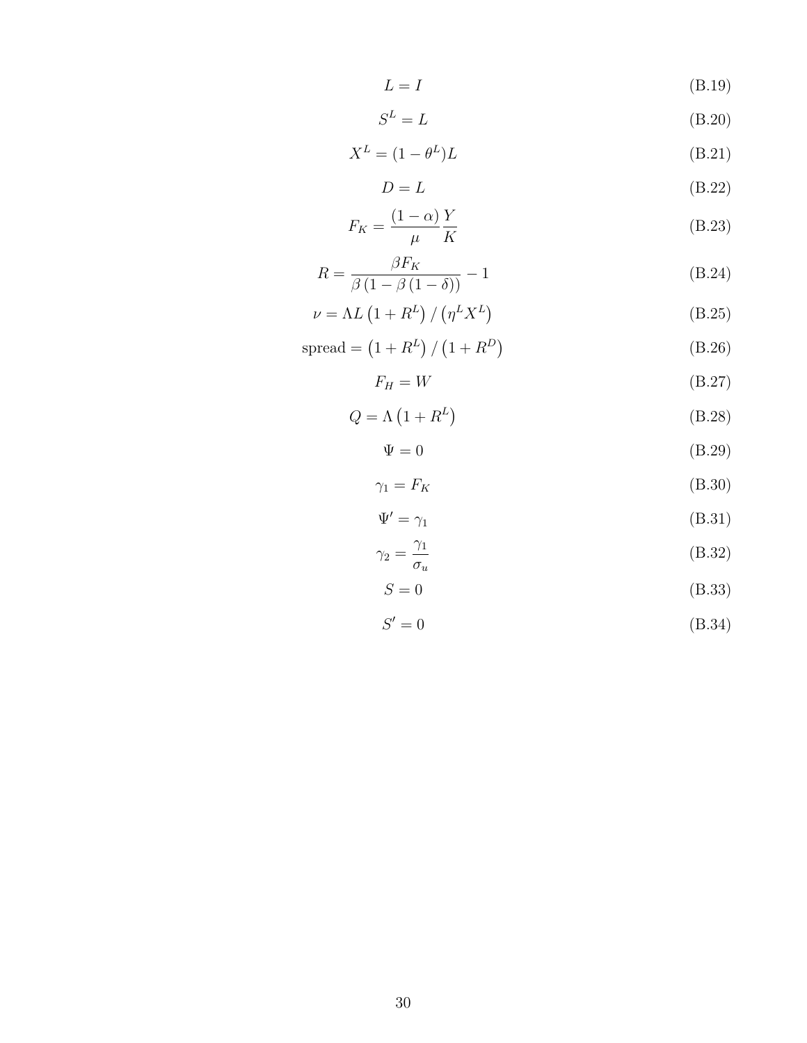$$L = I \tag{B.19}$$

$$S^L = L \tag{B.20}$$

$$X^L = (1 - \theta^L)L \tag{B.21}$$

$$D = L \tag{B.22}$$

$$F_K = \frac{(1-\alpha)}{\mu}\frac{Y}{K} \tag{B.23}$$

$$R = \frac{\beta F_K}{\beta\left(1 - \beta\left(1 - \delta\right)\right)} - 1 \tag{B.24}$$

$$\nu = \Lambda L\left(1 + R^L\right) / \left(\eta^L X^L\right) \tag{B.25}$$

$$\text{spread} = \left(1 + R^L\right) / \left(1 + R^D\right) \tag{B.26}$$

$$F_H = W \tag{B.27}$$

$$Q = \Lambda\left(1 + R^L\right) \tag{B.28}$$

$$\Psi = 0 \tag{B.29}$$

$$\gamma_1 = F_K \tag{B.30}$$

$$\Psi' = \gamma_1 \tag{B.31}$$

$$\gamma_2 = \frac{\gamma_1}{\sigma_u} \tag{B.32}$$

$$S = 0 \tag{B.33}$$

$$S' = 0 \tag{B.34}$$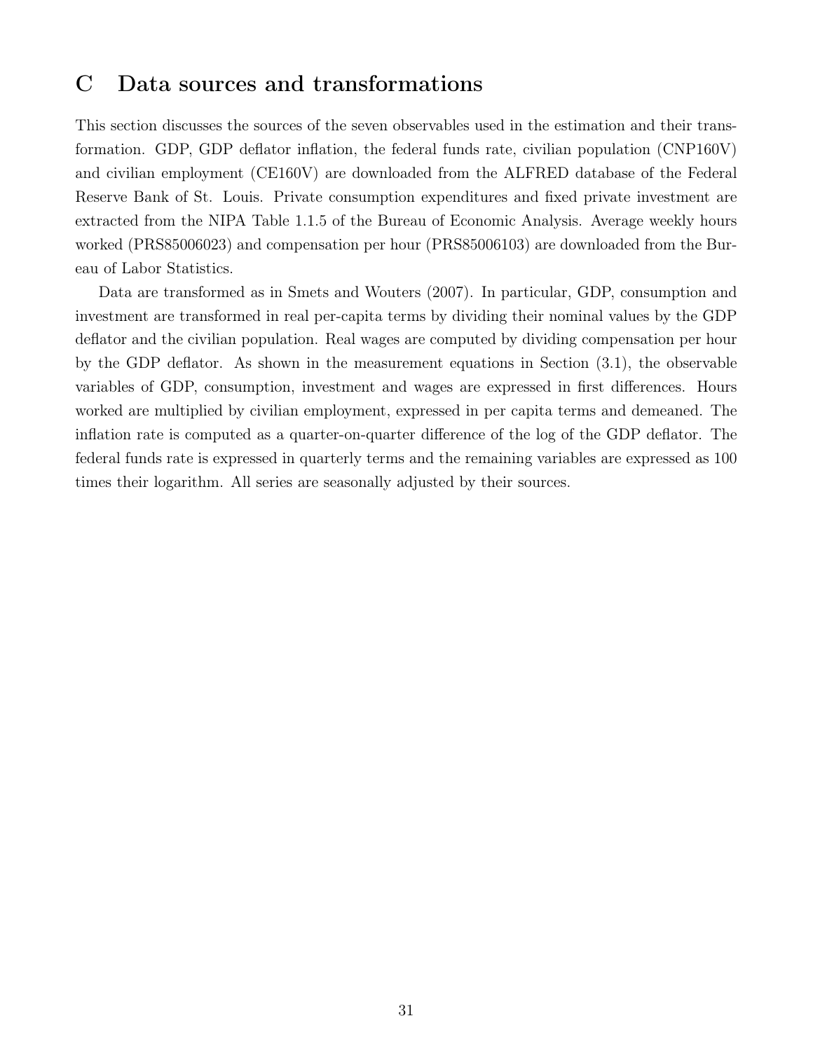# C Data sources and transformations

This section discusses the sources of the seven observables used in the estimation and their transformation. GDP, GDP deflator inflation, the federal funds rate, civilian population (CNP160V) and civilian employment (CE160V) are downloaded from the ALFRED database of the Federal Reserve Bank of St. Louis. Private consumption expenditures and fixed private investment are extracted from the NIPA Table 1.1.5 of the Bureau of Economic Analysis. Average weekly hours worked (PRS85006023) and compensation per hour (PRS85006103) are downloaded from the Bureau of Labor Statistics.

Data are transformed as in Smets and Wouters (2007). In particular, GDP, consumption and investment are transformed in real per-capita terms by dividing their nominal values by the GDP deflator and the civilian population. Real wages are computed by dividing compensation per hour by the GDP deflator. As shown in the measurement equations in Section (3.1), the observable variables of GDP, consumption, investment and wages are expressed in first differences. Hours worked are multiplied by civilian employment, expressed in per capita terms and demeaned. The inflation rate is computed as a quarter-on-quarter difference of the log of the GDP deflator. The federal funds rate is expressed in quarterly terms and the remaining variables are expressed as 100 times their logarithm. All series are seasonally adjusted by their sources.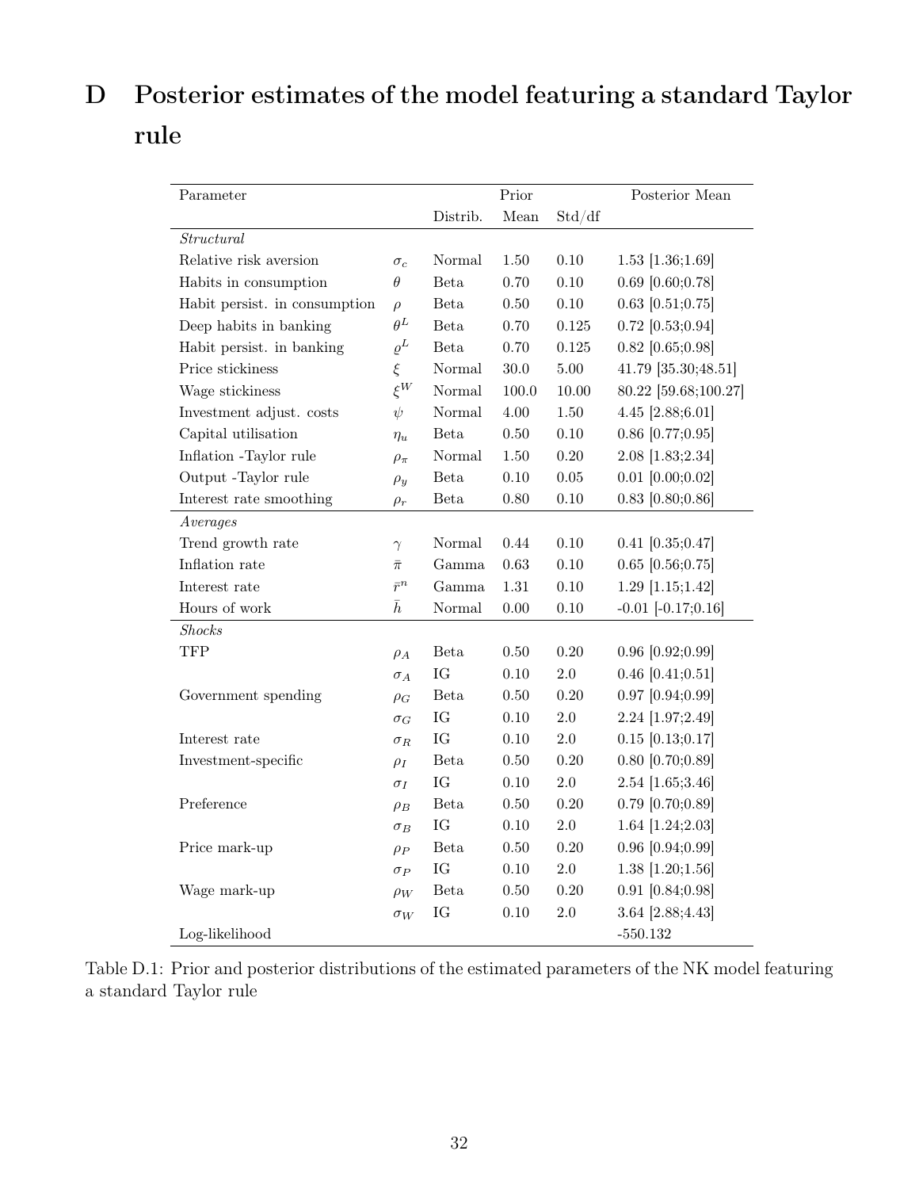# D Posterior estimates of the model featuring a standard Taylor rule

| Parameter | | Prior | | | Posterior Mean |
|---|---|---|---|---|---|
| | | Distrib. | Mean | Std/df | |
| *Structural* | | | | | |
| Relative risk aversion | $\sigma_c$ | Normal | 1.50 | 0.10 | 1.53 [1.36;1.69] |
| Habits in consumption | $\theta$ | Beta | 0.70 | 0.10 | 0.69 [0.60;0.78] |
| Habit persist. in consumption | $\rho$ | Beta | 0.50 | 0.10 | 0.63 [0.51;0.75] |
| Deep habits in banking | $\theta^L$ | Beta | 0.70 | 0.125 | 0.72 [0.53;0.94] |
| Habit persist. in banking | $\varrho^L$ | Beta | 0.70 | 0.125 | 0.82 [0.65;0.98] |
| Price stickiness | $\xi$ | Normal | 30.0 | 5.00 | 41.79 [35.30;48.51] |
| Wage stickiness | $\xi^W$ | Normal | 100.0 | 10.00 | 80.22 [59.68;100.27] |
| Investment adjust. costs | $\psi$ | Normal | 4.00 | 1.50 | 4.45 [2.88;6.01] |
| Capital utilisation | $\eta_u$ | Beta | 0.50 | 0.10 | 0.86 [0.77;0.95] |
| Inflation -Taylor rule | $\rho_\pi$ | Normal | 1.50 | 0.20 | 2.08 [1.83;2.34] |
| Output -Taylor rule | $\rho_y$ | Beta | 0.10 | 0.05 | 0.01 [0.00;0.02] |
| Interest rate smoothing | $\rho_r$ | Beta | 0.80 | 0.10 | 0.83 [0.80;0.86] |
| *Averages* | | | | | |
| Trend growth rate | $\gamma$ | Normal | 0.44 | 0.10 | 0.41 [0.35;0.47] |
| Inflation rate | $\bar{\pi}$ | Gamma | 0.63 | 0.10 | 0.65 [0.56;0.75] |
| Interest rate | $\bar{r}^n$ | Gamma | 1.31 | 0.10 | 1.29 [1.15;1.42] |
| Hours of work | $\bar{h}$ | Normal | 0.00 | 0.10 | -0.01 [-0.17;0.16] |
| *Shocks* | | | | | |
| TFP | $\rho_A$ | Beta | 0.50 | 0.20 | 0.96 [0.92;0.99] |
| | $\sigma_A$ | IG | 0.10 | 2.0 | 0.46 [0.41;0.51] |
| Government spending | $\rho_G$ | Beta | 0.50 | 0.20 | 0.97 [0.94;0.99] |
| | $\sigma_G$ | IG | 0.10 | 2.0 | 2.24 [1.97;2.49] |
| Interest rate | $\sigma_R$ | IG | 0.10 | 2.0 | 0.15 [0.13;0.17] |
| Investment-specific | $\rho_I$ | Beta | 0.50 | 0.20 | 0.80 [0.70;0.89] |
| | $\sigma_I$ | IG | 0.10 | 2.0 | 2.54 [1.65;3.46] |
| Preference | $\rho_B$ | Beta | 0.50 | 0.20 | 0.79 [0.70;0.89] |
| | $\sigma_B$ | IG | 0.10 | 2.0 | 1.64 [1.24;2.03] |
| Price mark-up | $\rho_P$ | Beta | 0.50 | 0.20 | 0.96 [0.94;0.99] |
| | $\sigma_P$ | IG | 0.10 | 2.0 | 1.38 [1.20;1.56] |
| Wage mark-up | $\rho_W$ | Beta | 0.50 | 0.20 | 0.91 [0.84;0.98] |
| | $\sigma_W$ | IG | 0.10 | 2.0 | 3.64 [2.88;4.43] |
| Log-likelihood | | | | | -550.132 |

Table D.1: Prior and posterior distributions of the estimated parameters of the NK model featuring a standard Taylor rule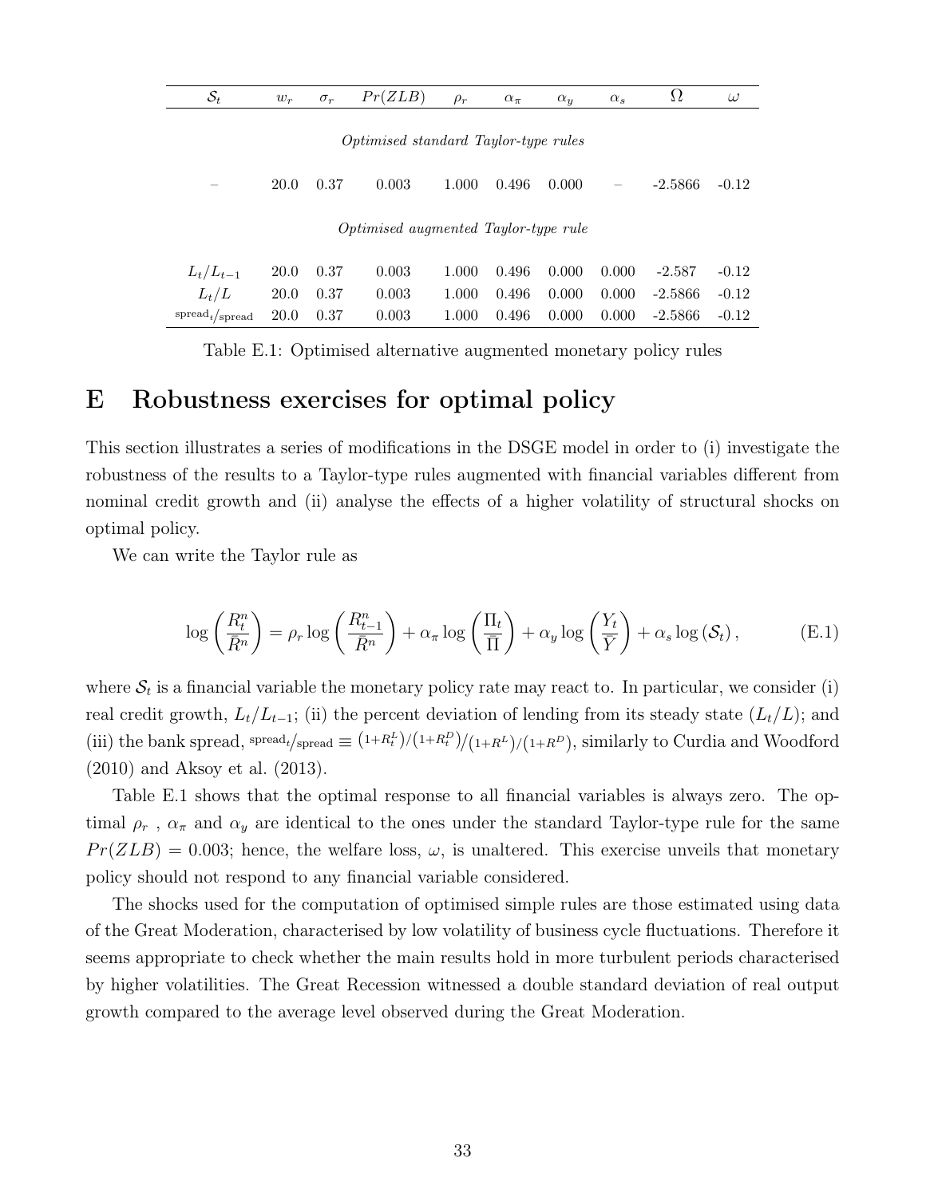| $\mathcal{S}_t$ | $w_r$ | $\sigma_r$ | $Pr(ZLB)$ | $\rho_r$ | $\alpha_\pi$ | $\alpha_y$ | $\alpha_s$ | $\Omega$ | $\omega$ |
|---|---|---|---|---|---|---|---|---|---|
| *Optimised standard Taylor-type rules* | | | | | | | | | |
| – | 20.0 | 0.37 | 0.003 | 1.000 | 0.496 | 0.000 | – | -2.5866 | -0.12 |
| *Optimised augmented Taylor-type rule* | | | | | | | | | |
| $L_t/L_{t-1}$ | 20.0 | 0.37 | 0.003 | 1.000 | 0.496 | 0.000 | 0.000 | -2.587 | -0.12 |
| $L_t/L$ | 20.0 | 0.37 | 0.003 | 1.000 | 0.496 | 0.000 | 0.000 | -2.5866 | -0.12 |
| $\text{spread}_t/\text{spread}$ | 20.0 | 0.37 | 0.003 | 1.000 | 0.496 | 0.000 | 0.000 | -2.5866 | -0.12 |

Table E.1: Optimised alternative augmented monetary policy rules

# E Robustness exercises for optimal policy

This section illustrates a series of modifications in the DSGE model in order to (i) investigate the robustness of the results to a Taylor-type rules augmented with financial variables different from nominal credit growth and (ii) analyse the effects of a higher volatility of structural shocks on optimal policy.

We can write the Taylor rule as

$$\log\left(\frac{R_t^n}{\bar{R}^n}\right) = \rho_r \log\left(\frac{R_{t-1}^n}{\bar{R}^n}\right) + \alpha_\pi \log\left(\frac{\Pi_t}{\bar{\Pi}}\right) + \alpha_y \log\left(\frac{Y_t}{\bar{Y}}\right) + \alpha_s \log\left(\mathcal{S}_t\right), \tag{E.1}$$

where $\mathcal{S}_t$ is a financial variable the monetary policy rate may react to. In particular, we consider (i) real credit growth, $L_t/L_{t-1}$; (ii) the percent deviation of lending from its steady state ($L_t/L$); and (iii) the bank spread, $\text{spread}_t/\text{spread} \equiv {}^{(1+R_t^L)/(1+R_t^D)}/{}_{(1+R^L)/(1+R^D)}$, similarly to Curdia and Woodford (2010) and Aksoy et al. (2013).

Table E.1 shows that the optimal response to all financial variables is always zero. The optimal $\rho_r$ , $\alpha_\pi$ and $\alpha_y$ are identical to the ones under the standard Taylor-type rule for the same $Pr(ZLB) = 0.003$; hence, the welfare loss, $\omega$, is unaltered. This exercise unveils that monetary policy should not respond to any financial variable considered.

The shocks used for the computation of optimised simple rules are those estimated using data of the Great Moderation, characterised by low volatility of business cycle fluctuations. Therefore it seems appropriate to check whether the main results hold in more turbulent periods characterised by higher volatilities. The Great Recession witnessed a double standard deviation of real output growth compared to the average level observed during the Great Moderation.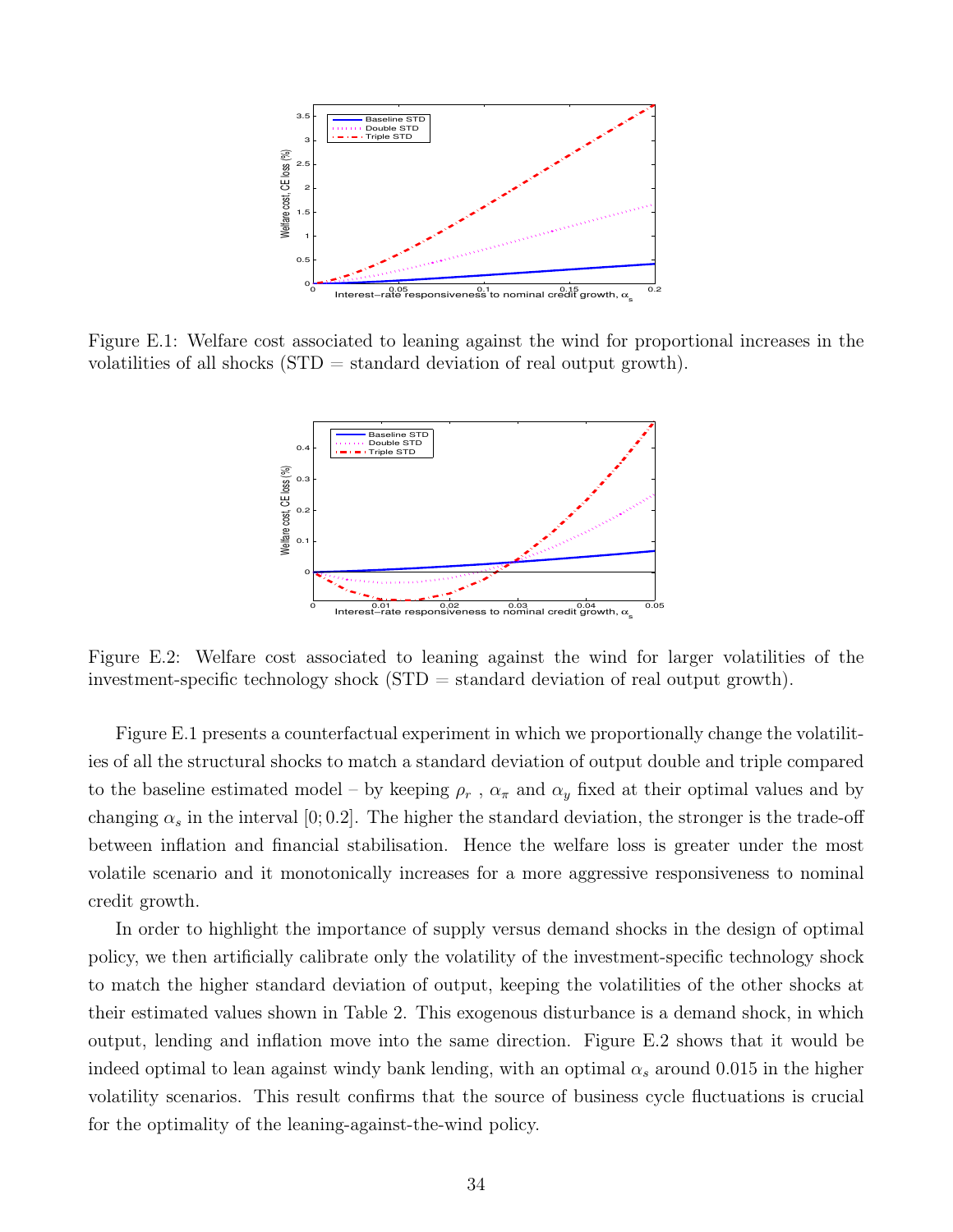Baseline STD
Double STD
Triple STD

Welfare cost, CE loss (%)

0
0.5
1
1.5
2
2.5
3
3.5

0
0.05
0.1
0.15
0.2

Interest−rate responsiveness to nominal credit growth, $\alpha_s$

Figure E.1: Welfare cost associated to leaning against the wind for proportional increases in the volatilities of all shocks (STD = standard deviation of real output growth).

Baseline STD
Double STD
Triple STD

Welfare cost, CE loss (%)

0
0.1
0.2
0.3
0.4

0
0.01
0.02
0.03
0.04
0.05

Interest−rate responsiveness to nominal credit growth, $\alpha_s$

Figure E.2: Welfare cost associated to leaning against the wind for larger volatilities of the investment-specific technology shock (STD = standard deviation of real output growth).

Figure E.1 presents a counterfactual experiment in which we proportionally change the volatilities of all the structural shocks to match a standard deviation of output double and triple compared to the baseline estimated model – by keeping $\rho_r$ , $\alpha_\pi$ and $\alpha_y$ fixed at their optimal values and by changing $\alpha_s$ in the interval $[0; 0.2]$. The higher the standard deviation, the stronger is the trade-off between inflation and financial stabilisation. Hence the welfare loss is greater under the most volatile scenario and it monotonically increases for a more aggressive responsiveness to nominal credit growth.

In order to highlight the importance of supply versus demand shocks in the design of optimal policy, we then artificially calibrate only the volatility of the investment-specific technology shock to match the higher standard deviation of output, keeping the volatilities of the other shocks at their estimated values shown in Table 2. This exogenous disturbance is a demand shock, in which output, lending and inflation move into the same direction. Figure E.2 shows that it would be indeed optimal to lean against windy bank lending, with an optimal $\alpha_s$ around 0.015 in the higher volatility scenarios. This result confirms that the source of business cycle fluctuations is crucial for the optimality of the leaning-against-the-wind policy.